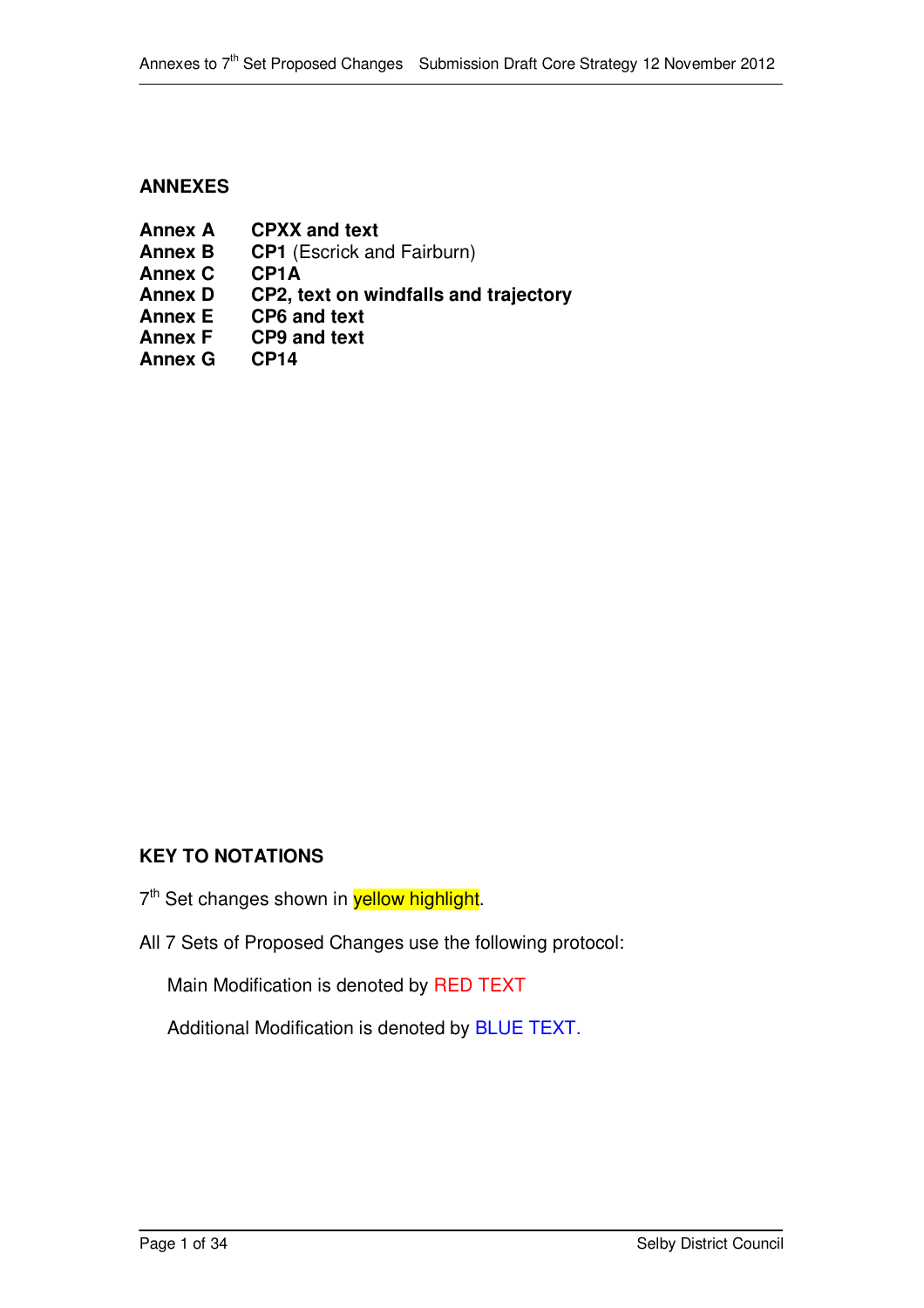## ANNEXES

| | |
|---|---|
| **Annex A** | **CPXX and text** |
| **Annex B** | **CP1** (Escrick and Fairburn) |
| **Annex C** | **CP1A** |
| **Annex D** | **CP2, text on windfalls and trajectory** |
| **Annex E** | **CP6 and text** |
| **Annex F** | **CP9 and text** |
| **Annex G** | **CP14** |

## KEY TO NOTATIONS

7th Set changes shown in yellow highlight.

All 7 Sets of Proposed Changes use the following protocol:

Main Modification is denoted by RED TEXT

Additional Modification is denoted by BLUE TEXT.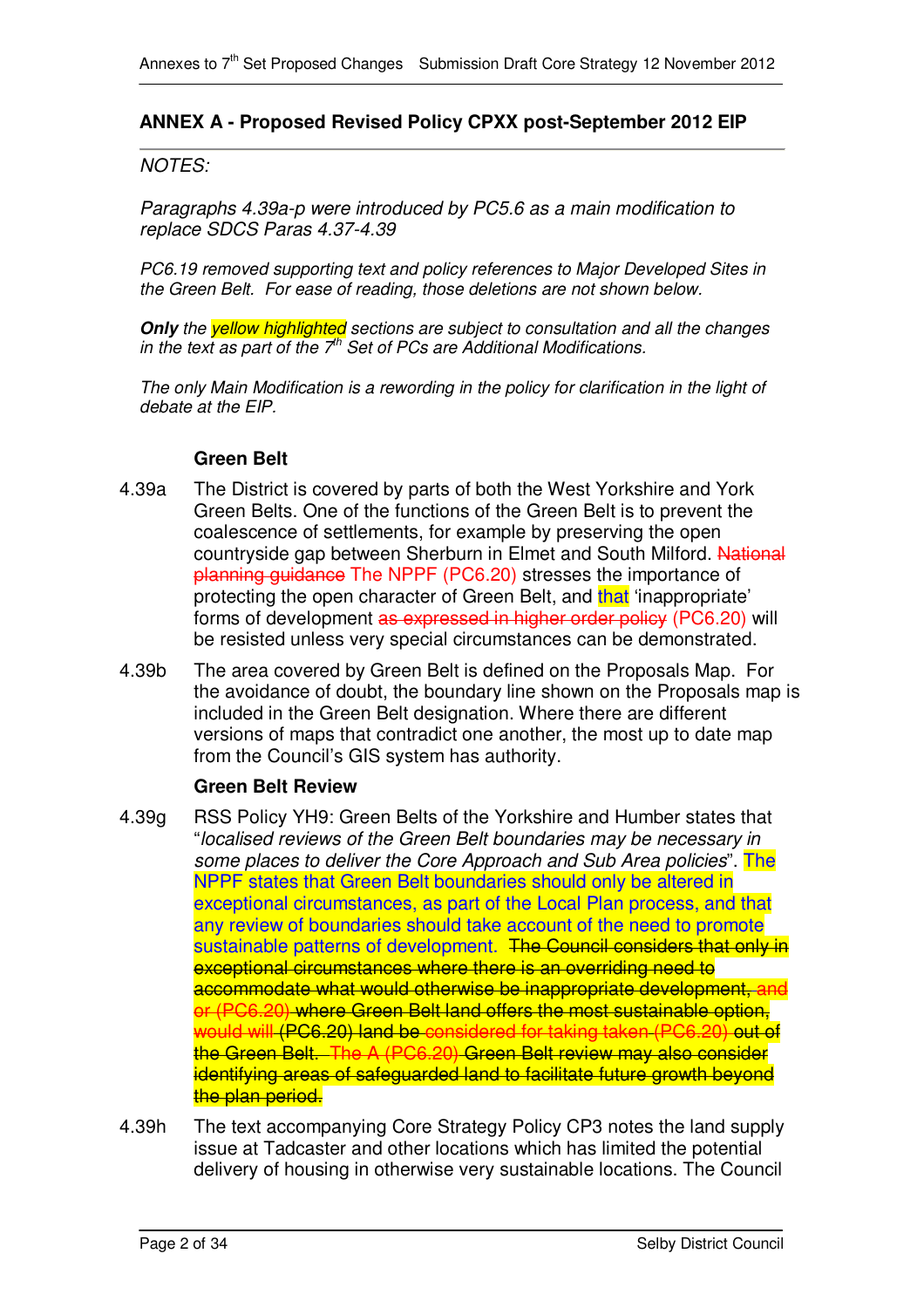## ANNEX A - Proposed Revised Policy CPXX post-September 2012 EIP

*NOTES:*

*Paragraphs 4.39a-p were introduced by PC5.6 as a main modification to replace SDCS Paras 4.37-4.39*

*PC6.19 removed supporting text and policy references to Major Developed Sites in the Green Belt. For ease of reading, those deletions are not shown below.*

***Only** the yellow highlighted sections are subject to consultation and all the changes in the text as part of the 7th Set of PCs are Additional Modifications.*

*The only Main Modification is a rewording in the policy for clarification in the light of debate at the EIP.*

### Green Belt

4.39a The District is covered by parts of both the West Yorkshire and York Green Belts. One of the functions of the Green Belt is to prevent the coalescence of settlements, for example by preserving the open countryside gap between Sherburn in Elmet and South Milford. ~~National planning guidance~~ The NPPF (PC6.20) stresses the importance of protecting the open character of Green Belt, and that 'inappropriate' forms of development ~~as expressed in higher order policy~~ (PC6.20) will be resisted unless very special circumstances can be demonstrated.

4.39b The area covered by Green Belt is defined on the Proposals Map. For the avoidance of doubt, the boundary line shown on the Proposals map is included in the Green Belt designation. Where there are different versions of maps that contradict one another, the most up to date map from the Council's GIS system has authority.

### Green Belt Review

4.39g RSS Policy YH9: Green Belts of the Yorkshire and Humber states that "*localised reviews of the Green Belt boundaries may be necessary in some places to deliver the Core Approach and Sub Area policies*". The NPPF states that Green Belt boundaries should only be altered in exceptional circumstances, as part of the Local Plan process, and that any review of boundaries should take account of the need to promote sustainable patterns of development. ~~The Council considers that only in exceptional circumstances where there is an overriding need to accommodate what would otherwise be inappropriate development, and or (PC6.20) where Green Belt land offers the most sustainable option, would will (PC6.20) land be considered for taking taken (PC6.20) out of the Green Belt. The A (PC6.20) Green Belt review may also consider identifying areas of safeguarded land to facilitate future growth beyond the plan period.~~

4.39h The text accompanying Core Strategy Policy CP3 notes the land supply issue at Tadcaster and other locations which has limited the potential delivery of housing in otherwise very sustainable locations. The Council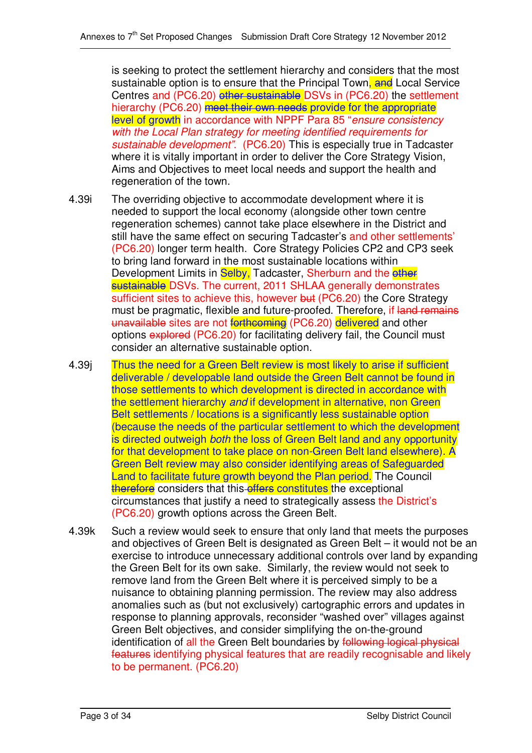is seeking to protect the settlement hierarchy and considers that the most sustainable option is to ensure that the Principal Town, ~~and~~ Local Service Centres and (PC6.20) ~~other sustainable~~ DSVs in (PC6.20) the settlement hierarchy (PC6.20) ~~meet their own needs~~ provide for the appropriate level of growth in accordance with NPPF Para 85 "*ensure consistency with the Local Plan strategy for meeting identified requirements for sustainable development*". (PC6.20) This is especially true in Tadcaster where it is vitally important in order to deliver the Core Strategy Vision, Aims and Objectives to meet local needs and support the health and regeneration of the town.

4.39i The overriding objective to accommodate development where it is needed to support the local economy (alongside other town centre regeneration schemes) cannot take place elsewhere in the District and still have the same effect on securing Tadcaster's and other settlements' (PC6.20) longer term health. Core Strategy Policies CP2 and CP3 seek to bring land forward in the most sustainable locations within Development Limits in Selby, Tadcaster, Sherburn and the ~~other sustainable~~ DSVs. The current, 2011 SHLAA generally demonstrates sufficient sites to achieve this, however ~~but~~ (PC6.20) the Core Strategy must be pragmatic, flexible and future-proofed. Therefore, if ~~land remains unavailable~~ sites are not ~~forthcoming~~ (PC6.20) delivered and other options ~~explored~~ (PC6.20) for facilitating delivery fail, the Council must consider an alternative sustainable option.

4.39j Thus the need for a Green Belt review is most likely to arise if sufficient deliverable / developable land outside the Green Belt cannot be found in those settlements to which development is directed in accordance with the settlement hierarchy *and* if development in alternative, non Green Belt settlements / locations is a significantly less sustainable option (because the needs of the particular settlement to which the development is directed outweigh *both* the loss of Green Belt land and any opportunity for that development to take place on non-Green Belt land elsewhere). A Green Belt review may also consider identifying areas of Safeguarded Land to facilitate future growth beyond the Plan period. The Council ~~therefore~~ considers that this ~~offers~~ constitutes the exceptional circumstances that justify a need to strategically assess the District's (PC6.20) growth options across the Green Belt.

4.39k Such a review would seek to ensure that only land that meets the purposes and objectives of Green Belt is designated as Green Belt – it would not be an exercise to introduce unnecessary additional controls over land by expanding the Green Belt for its own sake. Similarly, the review would not seek to remove land from the Green Belt where it is perceived simply to be a nuisance to obtaining planning permission. The review may also address anomalies such as (but not exclusively) cartographic errors and updates in response to planning approvals, reconsider "washed over" villages against Green Belt objectives, and consider simplifying the on-the-ground identification of all the Green Belt boundaries by ~~following logical physical features~~ identifying physical features that are readily recognisable and likely to be permanent. (PC6.20)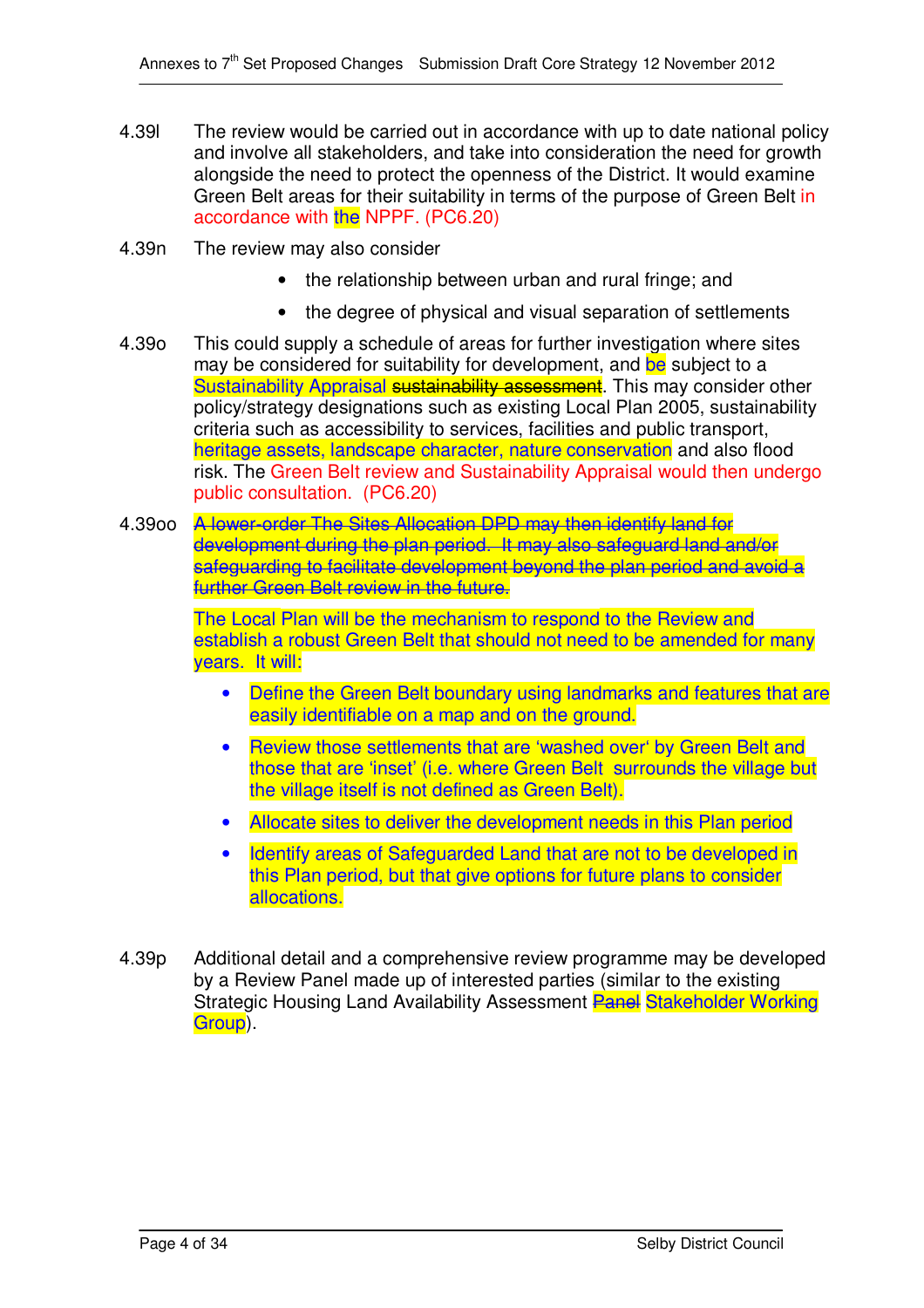4.39l The review would be carried out in accordance with up to date national policy and involve all stakeholders, and take into consideration the need for growth alongside the need to protect the openness of the District. It would examine Green Belt areas for their suitability in terms of the purpose of Green Belt in accordance with the NPPF. (PC6.20)

4.39n The review may also consider

- the relationship between urban and rural fringe; and
- the degree of physical and visual separation of settlements

4.39o This could supply a schedule of areas for further investigation where sites may be considered for suitability for development, and be subject to a Sustainability Appraisal ~~sustainability assessment~~. This may consider other policy/strategy designations such as existing Local Plan 2005, sustainability criteria such as accessibility to services, facilities and public transport, heritage assets, landscape character, nature conservation and also flood risk. The Green Belt review and Sustainability Appraisal would then undergo public consultation. (PC6.20)

4.39oo ~~A lower-order The Sites Allocation DPD may then identify land for development during the plan period. It may also safeguard land and/or safeguarding to facilitate development beyond the plan period and avoid a further Green Belt review in the future.~~

The Local Plan will be the mechanism to respond to the Review and establish a robust Green Belt that should not need to be amended for many years. It will:

- Define the Green Belt boundary using landmarks and features that are easily identifiable on a map and on the ground.
- Review those settlements that are 'washed over' by Green Belt and those that are 'inset' (i.e. where Green Belt surrounds the village but the village itself is not defined as Green Belt).
- Allocate sites to deliver the development needs in this Plan period
- Identify areas of Safeguarded Land that are not to be developed in this Plan period, but that give options for future plans to consider allocations.

4.39p Additional detail and a comprehensive review programme may be developed by a Review Panel made up of interested parties (similar to the existing Strategic Housing Land Availability Assessment ~~Panel~~ Stakeholder Working Group).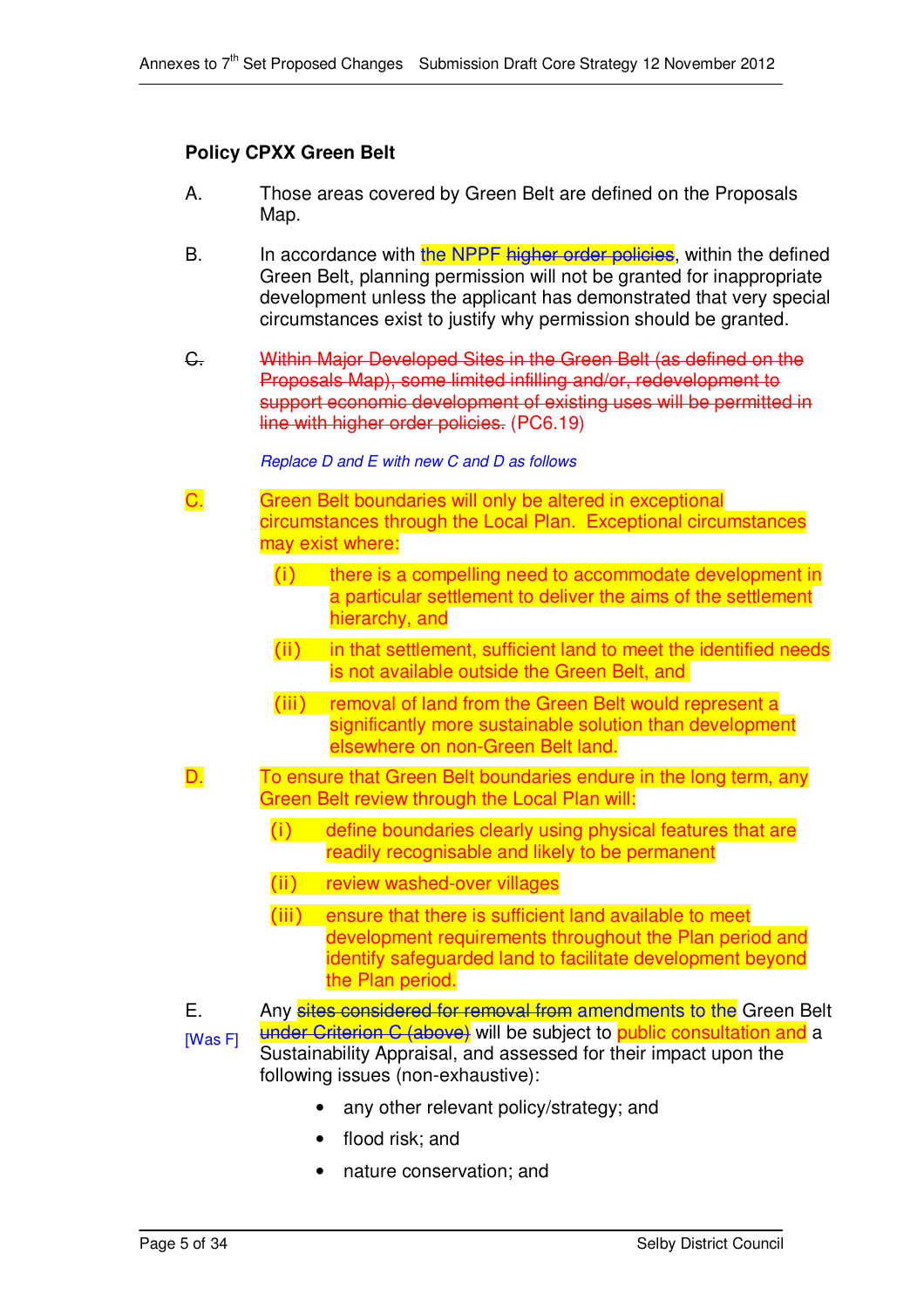**Policy CPXX Green Belt**

A. Those areas covered by Green Belt are defined on the Proposals Map.

B. In accordance with the NPPF ~~higher order policies~~, within the defined Green Belt, planning permission will not be granted for inappropriate development unless the applicant has demonstrated that very special circumstances exist to justify why permission should be granted.

~~C. Within Major Developed Sites in the Green Belt (as defined on the Proposals Map), some limited infilling and/or, redevelopment to support economic development of existing uses will be permitted in line with higher order policies.~~ (PC6.19)

*Replace D and E with new C and D as follows*

C. Green Belt boundaries will only be altered in exceptional circumstances through the Local Plan. Exceptional circumstances may exist where:

- (i) there is a compelling need to accommodate development in a particular settlement to deliver the aims of the settlement hierarchy, and
- (ii) in that settlement, sufficient land to meet the identified needs is not available outside the Green Belt, and
- (iii) removal of land from the Green Belt would represent a significantly more sustainable solution than development elsewhere on non-Green Belt land.

D. To ensure that Green Belt boundaries endure in the long term, any Green Belt review through the Local Plan will:

- (i) define boundaries clearly using physical features that are readily recognisable and likely to be permanent
- (ii) review washed-over villages
- (iii) ensure that there is sufficient land available to meet development requirements throughout the Plan period and identify safeguarded land to facilitate development beyond the Plan period.

E. [Was F] Any ~~sites considered for removal from~~ amendments to the Green Belt ~~under Criterion C (above)~~ will be subject to public consultation and a Sustainability Appraisal, and assessed for their impact upon the following issues (non-exhaustive):

- any other relevant policy/strategy; and
- flood risk; and
- nature conservation; and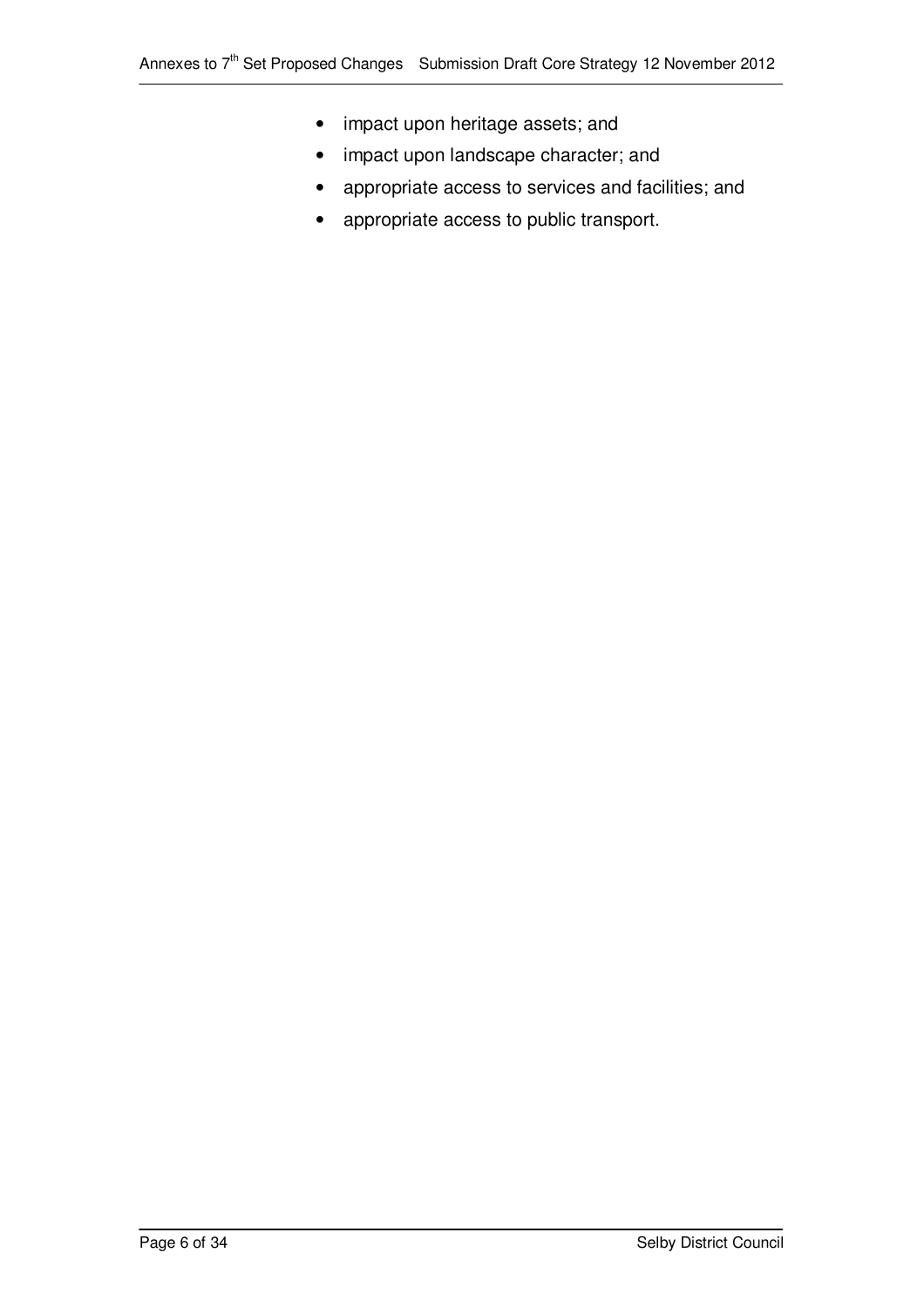- impact upon heritage assets; and
- impact upon landscape character; and
- appropriate access to services and facilities; and
- appropriate access to public transport.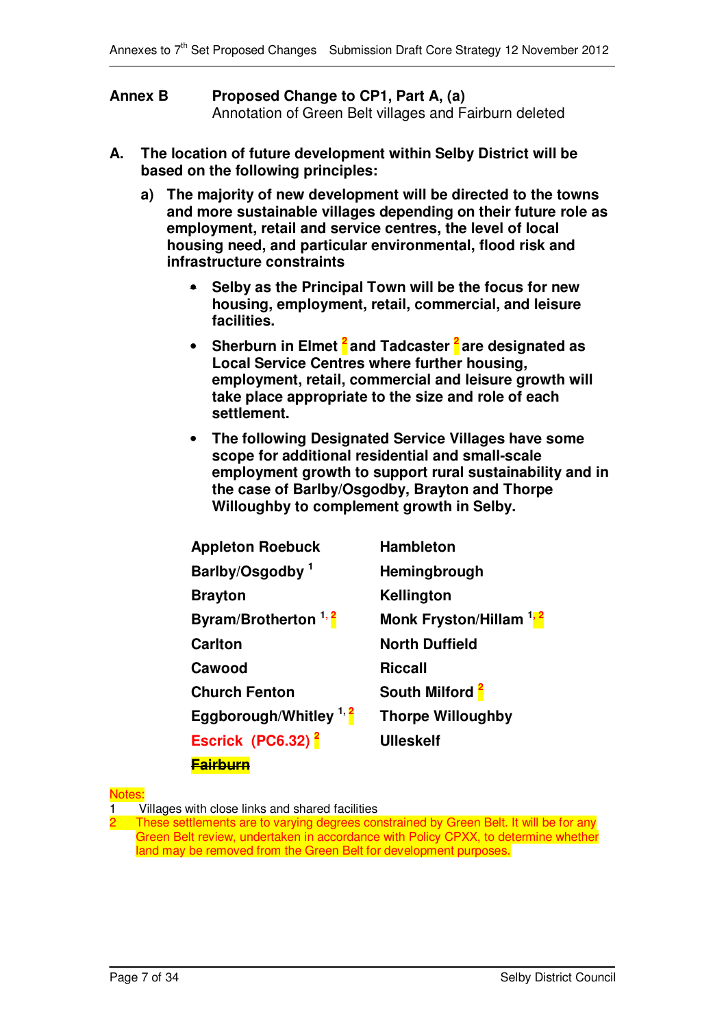**Annex B** **Proposed Change to CP1, Part A, (a)**
Annotation of Green Belt villages and Fairburn deleted

**A. The location of future development within Selby District will be based on the following principles:**

**a) The majority of new development will be directed to the towns and more sustainable villages depending on their future role as employment, retail and service centres, the level of local housing need, and particular environmental, flood risk and infrastructure constraints**

- **Selby as the Principal Town will be the focus for new housing, employment, retail, commercial, and leisure facilities.**
- **Sherburn in Elmet [2] and Tadcaster [2] are designated as Local Service Centres where further housing, employment, retail, commercial and leisure growth will take place appropriate to the size and role of each settlement.**
- **The following Designated Service Villages have some scope for additional residential and small-scale employment growth to support rural sustainability and in the case of Barlby/Osgodby, Brayton and Thorpe Willoughby to complement growth in Selby.**

| | |
|---|---|
| **Appleton Roebuck** | **Hambleton** |
| **Barlby/Osgodby [1]** | **Hemingbrough** |
| **Brayton** | **Kellington** |
| **Byram/Brotherton [1, 2]** | **Monk Fryston/Hillam [1, 2]** |
| **Carlton** | **North Duffield** |
| **Cawood** | **Riccall** |
| **Church Fenton** | **South Milford [2]** |
| **Eggborough/Whitley [1, 2]** | **Thorpe Willoughby** |
| **Escrick (PC6.32) [2]** | **Ulleskelf** |
| **~~Fairburn~~** | |

Notes:
1. Villages with close links and shared facilities
2. These settlements are to varying degrees constrained by Green Belt. It will be for any Green Belt review, undertaken in accordance with Policy CPXX, to determine whether land may be removed from the Green Belt for development purposes.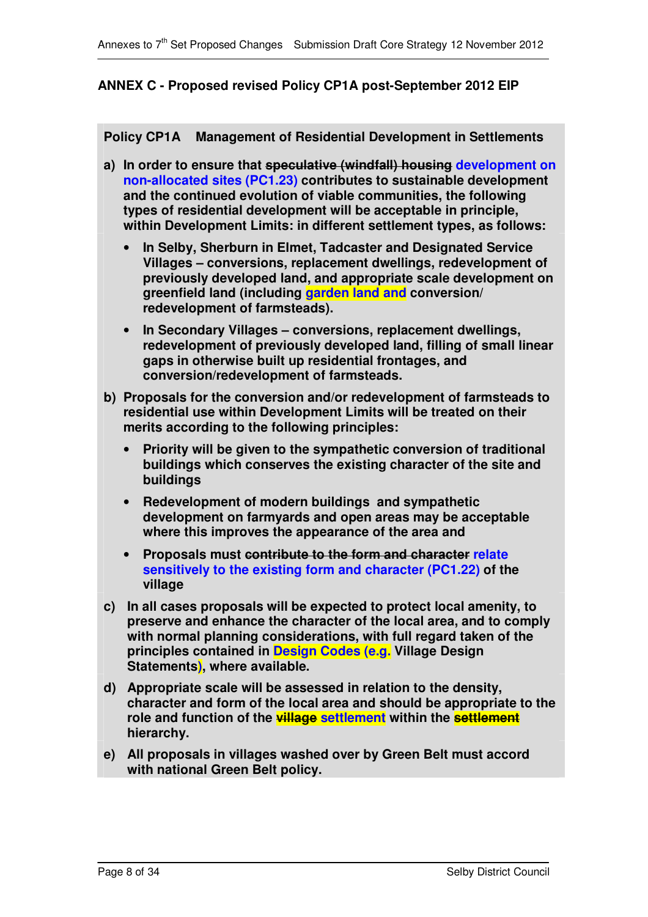**ANNEX C - Proposed revised Policy CP1A post-September 2012 EIP**

**Policy CP1A Management of Residential Development in Settlements**

**a) In order to ensure that ~~speculative (windfall) housing~~ development on non-allocated sites (PC1.23) contributes to sustainable development and the continued evolution of viable communities, the following types of residential development will be acceptable in principle, within Development Limits: in different settlement types, as follows:**

- **In Selby, Sherburn in Elmet, Tadcaster and Designated Service Villages – conversions, replacement dwellings, redevelopment of previously developed land, and appropriate scale development on greenfield land (including garden land and conversion/ redevelopment of farmsteads).**
- **In Secondary Villages – conversions, replacement dwellings, redevelopment of previously developed land, filling of small linear gaps in otherwise built up residential frontages, and conversion/redevelopment of farmsteads.**

**b) Proposals for the conversion and/or redevelopment of farmsteads to residential use within Development Limits will be treated on their merits according to the following principles:**

- **Priority will be given to the sympathetic conversion of traditional buildings which conserves the existing character of the site and buildings**
- **Redevelopment of modern buildings and sympathetic development on farmyards and open areas may be acceptable where this improves the appearance of the area and**
- **Proposals must ~~contribute to the form and character~~ relate sensitively to the existing form and character (PC1.22) of the village**

**c) In all cases proposals will be expected to protect local amenity, to preserve and enhance the character of the local area, and to comply with normal planning considerations, with full regard taken of the principles contained in Design Codes (e.g. Village Design Statements), where available.**

**d) Appropriate scale will be assessed in relation to the density, character and form of the local area and should be appropriate to the role and function of the ~~village~~ settlement within the ~~settlement~~ hierarchy.**

**e) All proposals in villages washed over by Green Belt must accord with national Green Belt policy.**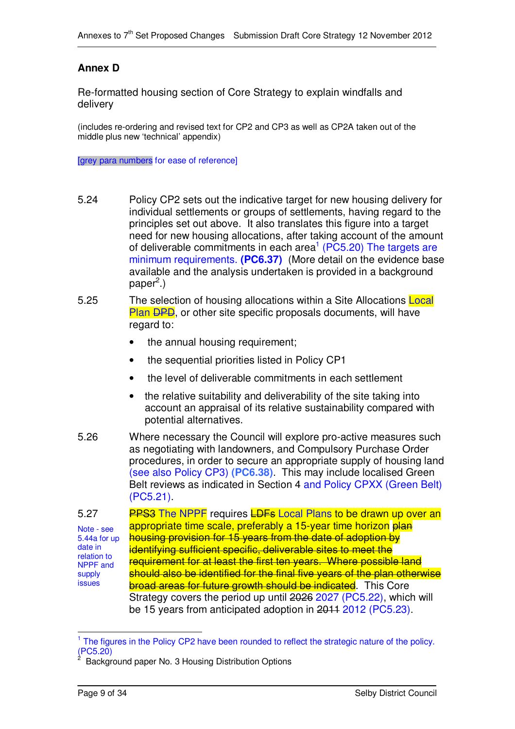## Annex D

Re-formatted housing section of Core Strategy to explain windfalls and delivery

(includes re-ordering and revised text for CP2 and CP3 as well as CP2A taken out of the middle plus new 'technical' appendix)

[grey para numbers for ease of reference]

5.24 Policy CP2 sets out the indicative target for new housing delivery for individual settlements or groups of settlements, having regard to the principles set out above. It also translates this figure into a target need for new housing allocations, after taking account of the amount of deliverable commitments in each area[1] (PC5.20) The targets are minimum requirements. **(PC6.37)** (More detail on the evidence base available and the analysis undertaken is provided in a background paper[2].)

5.25 The selection of housing allocations within a Site Allocations Local Plan ~~DPD~~, or other site specific proposals documents, will have regard to:

- the annual housing requirement;
- the sequential priorities listed in Policy CP1
- the level of deliverable commitments in each settlement
- the relative suitability and deliverability of the site taking into account an appraisal of its relative sustainability compared with potential alternatives.

5.26 Where necessary the Council will explore pro-active measures such as negotiating with landowners, and Compulsory Purchase Order procedures, in order to secure an appropriate supply of housing land (see also Policy CP3) **(PC6.38)**. This may include localised Green Belt reviews as indicated in Section 4 and Policy CPXX (Green Belt) (PC5.21).

5.27 ~~PPS3~~ The NPPF requires ~~LDFs~~ Local Plans to be drawn up over an appropriate time scale, preferably a 15-year time horizon ~~plan housing provision for 15 years from the date of adoption by identifying sufficient specific, deliverable sites to meet the requirement for at least the first ten years. Where possible land should also be identified for the final five years of the plan otherwise broad areas for future growth should be indicated~~. This Core Strategy covers the period up until ~~2026~~ 2027 (PC5.22), which will be 15 years from anticipated adoption in ~~2011~~ 2012 (PC5.23).

Note - see 5.44a for up date in relation to NPPF and supply issues

[1] The figures in the Policy CP2 have been rounded to reflect the strategic nature of the policy. (PC5.20)

[2] Background paper No. 3 Housing Distribution Options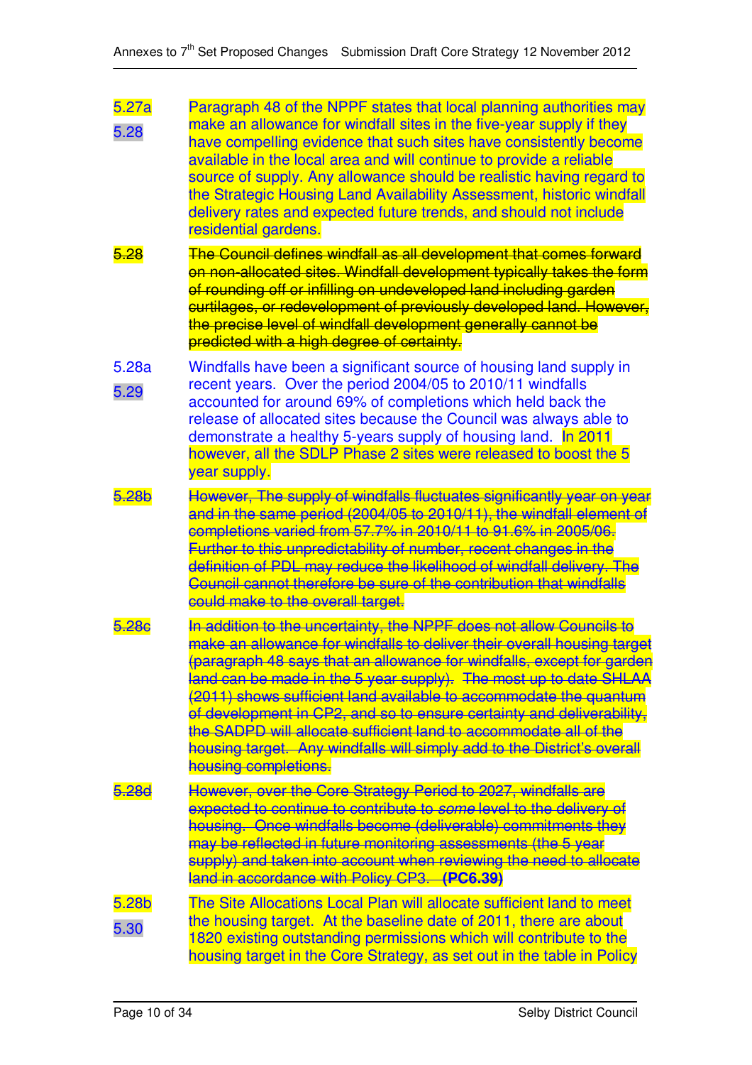5.27a
5.28 Paragraph 48 of the NPPF states that local planning authorities may make an allowance for windfall sites in the five-year supply if they have compelling evidence that such sites have consistently become available in the local area and will continue to provide a reliable source of supply. Any allowance should be realistic having regard to the Strategic Housing Land Availability Assessment, historic windfall delivery rates and expected future trends, and should not include residential gardens.

~~5.28~~ ~~The Council defines windfall as all development that comes forward on non-allocated sites. Windfall development typically takes the form of rounding off or infilling on undeveloped land including garden curtilages, or redevelopment of previously developed land. However, the precise level of windfall development generally cannot be predicted with a high degree of certainty.~~

5.28a
5.29 Windfalls have been a significant source of housing land supply in recent years. Over the period 2004/05 to 2010/11 windfalls accounted for around 69% of completions which held back the release of allocated sites because the Council was always able to demonstrate a healthy 5-years supply of housing land. In 2011 however, all the SDLP Phase 2 sites were released to boost the 5 year supply.

~~5.28b~~ ~~However, The supply of windfalls fluctuates significantly year on year and in the same period (2004/05 to 2010/11), the windfall element of completions varied from 57.7% in 2010/11 to 91.6% in 2005/06. Further to this unpredictability of number, recent changes in the definition of PDL may reduce the likelihood of windfall delivery. The Council cannot therefore be sure of the contribution that windfalls could make to the overall target.~~

~~5.28c~~ ~~In addition to the uncertainty, the NPPF does not allow Councils to make an allowance for windfalls to deliver their overall housing target (paragraph 48 says that an allowance for windfalls, except for garden land can be made in the 5 year supply). The most up to date SHLAA (2011) shows sufficient land available to accommodate the quantum of development in CP2, and so to ensure certainty and deliverability, the SADPD will allocate sufficient land to accommodate all of the housing target. Any windfalls will simply add to the District's overall housing completions.~~

~~5.28d~~ ~~However, over the Core Strategy Period to 2027, windfalls are expected to continue to contribute to *some* level to the delivery of housing. Once windfalls become (deliverable) commitments they may be reflected in future monitoring assessments (the 5 year supply) and taken into account when reviewing the need to allocate land in accordance with Policy CP3.~~ **(PC6.39)**

5.28b
5.30 The Site Allocations Local Plan will allocate sufficient land to meet the housing target. At the baseline date of 2011, there are about 1820 existing outstanding permissions which will contribute to the housing target in the Core Strategy, as set out in the table in Policy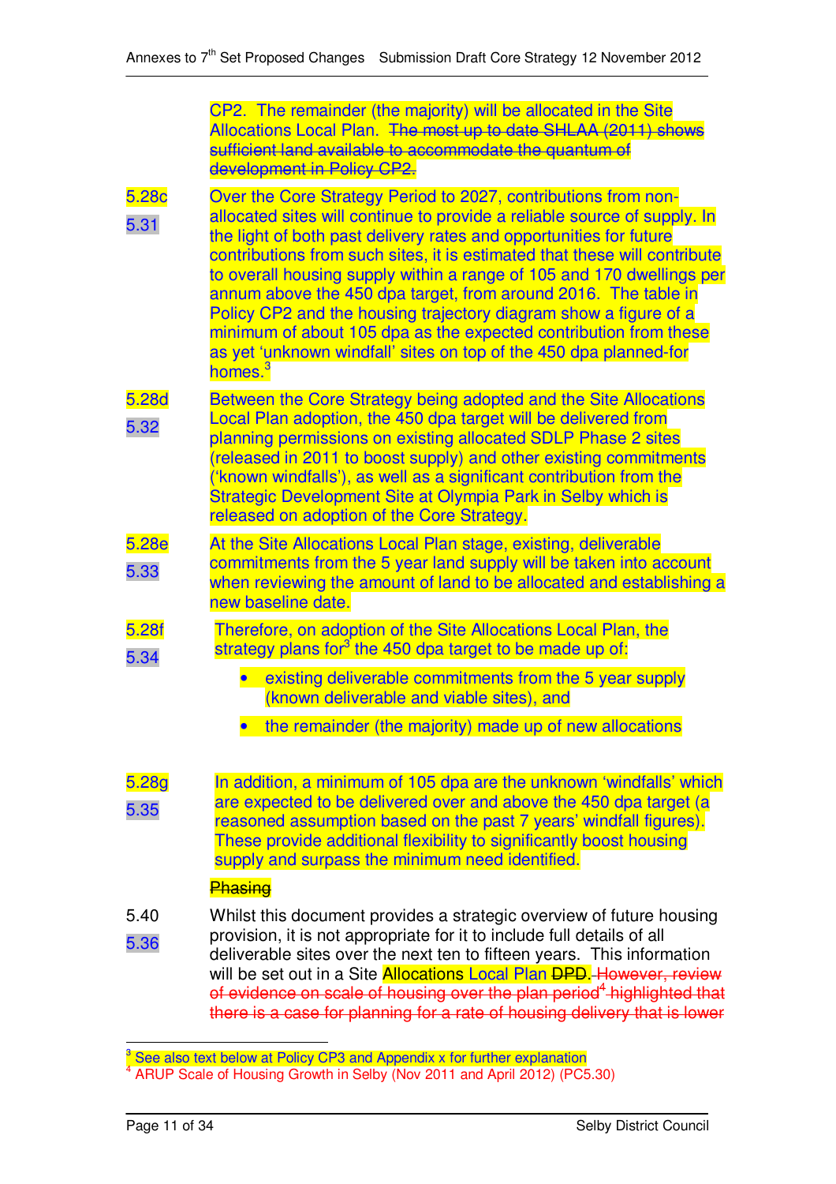CP2. The remainder (the majority) will be allocated in the Site Allocations Local Plan. ~~The most up to date SHLAA (2011) shows sufficient land available to accommodate the quantum of development in Policy CP2.~~

5.28c
5.31 Over the Core Strategy Period to 2027, contributions from non-allocated sites will continue to provide a reliable source of supply. In the light of both past delivery rates and opportunities for future contributions from such sites, it is estimated that these will contribute to overall housing supply within a range of 105 and 170 dwellings per annum above the 450 dpa target, from around 2016. The table in Policy CP2 and the housing trajectory diagram show a figure of a minimum of about 105 dpa as the expected contribution from these as yet 'unknown windfall' sites on top of the 450 dpa planned-for homes.[3]

5.28d
5.32 Between the Core Strategy being adopted and the Site Allocations Local Plan adoption, the 450 dpa target will be delivered from planning permissions on existing allocated SDLP Phase 2 sites (released in 2011 to boost supply) and other existing commitments ('known windfalls'), as well as a significant contribution from the Strategic Development Site at Olympia Park in Selby which is released on adoption of the Core Strategy.

5.28e
5.33 At the Site Allocations Local Plan stage, existing, deliverable commitments from the 5 year land supply will be taken into account when reviewing the amount of land to be allocated and establishing a new baseline date.

5.28f
5.34 Therefore, on adoption of the Site Allocations Local Plan, the strategy plans for[3] the 450 dpa target to be made up of:

- existing deliverable commitments from the 5 year supply (known deliverable and viable sites), and
- the remainder (the majority) made up of new allocations

5.28g
5.35 In addition, a minimum of 105 dpa are the unknown 'windfalls' which are expected to be delivered over and above the 450 dpa target (a reasoned assumption based on the past 7 years' windfall figures). These provide additional flexibility to significantly boost housing supply and surpass the minimum need identified.

~~Phasing~~

5.40
5.36 Whilst this document provides a strategic overview of future housing provision, it is not appropriate for it to include full details of all deliverable sites over the next ten to fifteen years. This information will be set out in a Site Allocations Local Plan ~~DPD~~. ~~However, review of evidence on scale of housing over the plan period[4] highlighted that there is a case for planning for a rate of housing delivery that is lower~~

---

[3] See also text below at Policy CP3 and Appendix x for further explanation

[4] ARUP Scale of Housing Growth in Selby (Nov 2011 and April 2012) (PC5.30)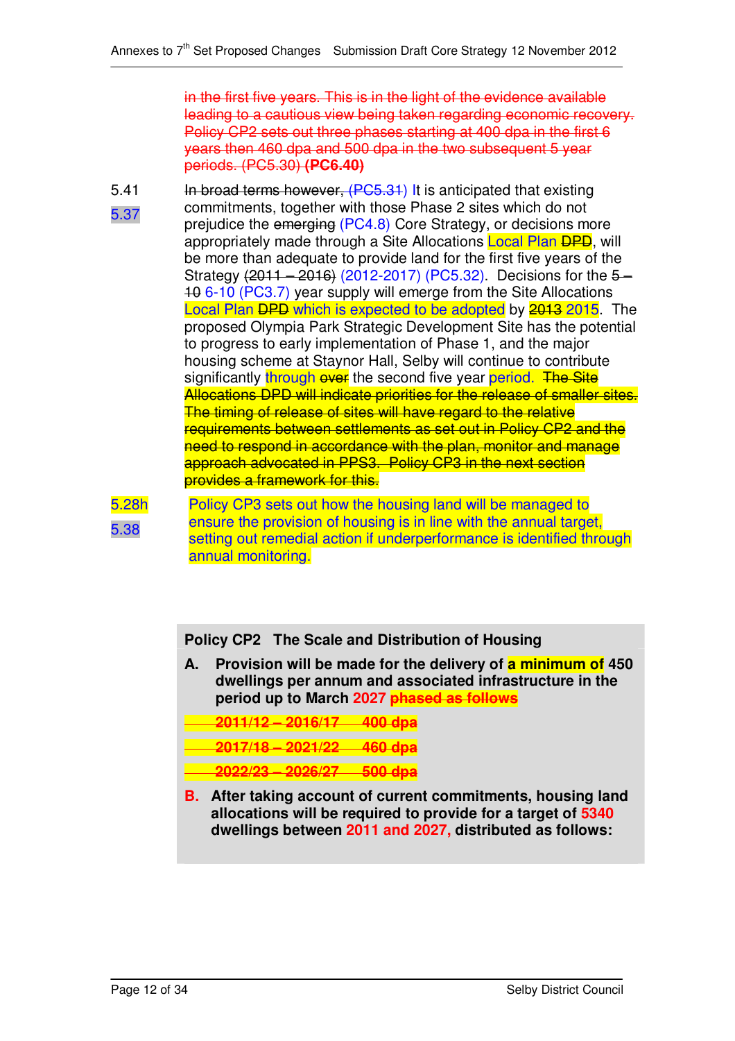~~in the first five years. This is in the light of the evidence available leading to a cautious view being taken regarding economic recovery. Policy CP2 sets out three phases starting at 400 dpa in the first 6 years then 460 dpa and 500 dpa in the two subsequent 5 year periods. (PC5.30)~~ **~~(PC6.40)~~**

5.41 / 5.37 ~~In broad terms however,~~ ~~(PC5.31)~~ It is anticipated that existing commitments, together with those Phase 2 sites which do not prejudice the ~~emerging~~ (PC4.8) Core Strategy, or decisions more appropriately made through a Site Allocations Local Plan ~~DPD~~, will be more than adequate to provide land for the first five years of the Strategy ~~(2011 – 2016)~~ (2012-2017) (PC5.32). Decisions for the ~~5 – 10~~ 6-10 (PC3.7) year supply will emerge from the Site Allocations Local Plan ~~DPD~~ which is expected to be adopted by ~~2013~~ 2015. The proposed Olympia Park Strategic Development Site has the potential to progress to early implementation of Phase 1, and the major housing scheme at Staynor Hall, Selby will continue to contribute significantly through ~~over~~ the second five year period. ~~The Site Allocations DPD will indicate priorities for the release of smaller sites. The timing of release of sites will have regard to the relative requirements between settlements as set out in Policy CP2 and the need to respond in accordance with the plan, monitor and manage approach advocated in PPS3. Policy CP3 in the next section provides a framework for this.~~

5.28h / 5.38 Policy CP3 sets out how the housing land will be managed to ensure the provision of housing is in line with the annual target, setting out remedial action if underperformance is identified through annual monitoring.

**Policy CP2 The Scale and Distribution of Housing**

**A. Provision will be made for the delivery of a minimum of 450 dwellings per annum and associated infrastructure in the period up to March 2027 ~~phased as follows~~**

**~~2011/12 – 2016/17 400 dpa~~**

**~~2017/18 – 2021/22 460 dpa~~**

**~~2022/23 – 2026/27 500 dpa~~**

**B. After taking account of current commitments, housing land allocations will be required to provide for a target of 5340 dwellings between 2011 and 2027, distributed as follows:**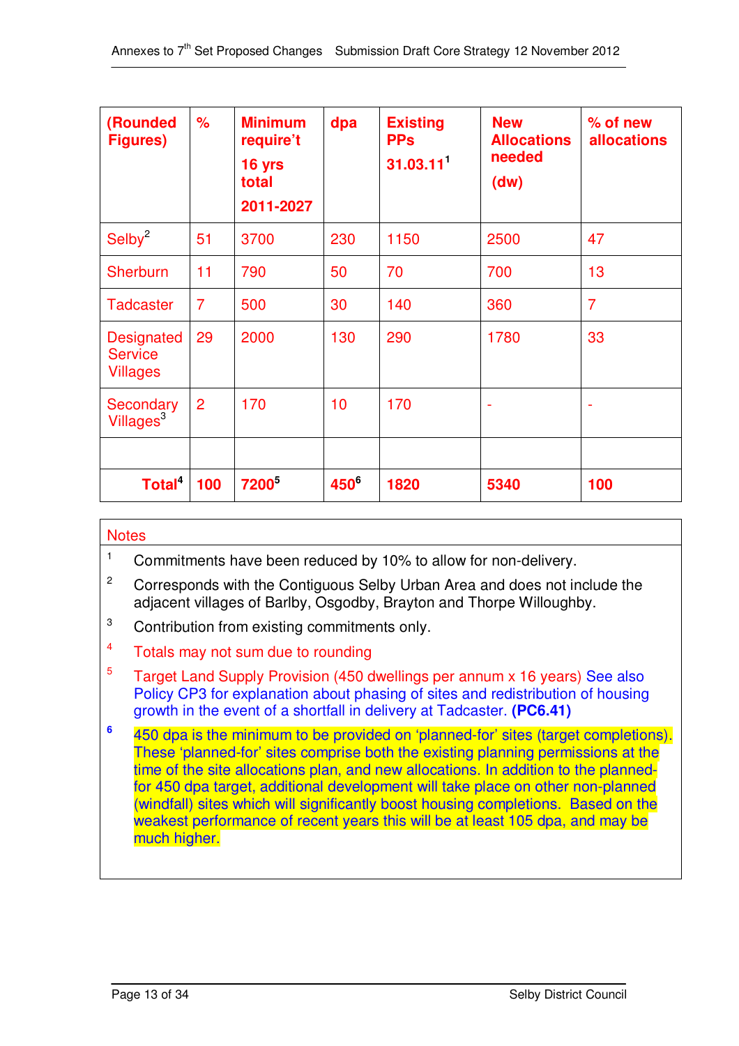| (Rounded Figures) | % | Minimum require't 16 yrs total 2011-2027 | dpa | Existing PPs 31.03.11[1] | New Allocations needed (dw) | % of new allocations |
|---|---|---|---|---|---|---|
| Selby[2] | 51 | 3700 | 230 | 1150 | 2500 | 47 |
| Sherburn | 11 | 790 | 50 | 70 | 700 | 13 |
| Tadcaster | 7 | 500 | 30 | 140 | 360 | 7 |
| Designated Service Villages | 29 | 2000 | 130 | 290 | 1780 | 33 |
| Secondary Villages[3] | 2 | 170 | 10 | 170 | - | - |
| | | | | | | |
| **Total[4]** | **100** | **7200[5]** | **450[6]** | **1820** | **5340** | **100** |

**Notes**

1 Commitments have been reduced by 10% to allow for non-delivery.

2 Corresponds with the Contiguous Selby Urban Area and does not include the adjacent villages of Barlby, Osgodby, Brayton and Thorpe Willoughby.

3 Contribution from existing commitments only.

4 Totals may not sum due to rounding

5 Target Land Supply Provision (450 dwellings per annum x 16 years) See also Policy CP3 for explanation about phasing of sites and redistribution of housing growth in the event of a shortfall in delivery at Tadcaster. **(PC6.41)**

6 450 dpa is the minimum to be provided on 'planned-for' sites (target completions). These 'planned-for' sites comprise both the existing planning permissions at the time of the site allocations plan, and new allocations. In addition to the planned-for 450 dpa target, additional development will take place on other non-planned (windfall) sites which will significantly boost housing completions. Based on the weakest performance of recent years this will be at least 105 dpa, and may be much higher.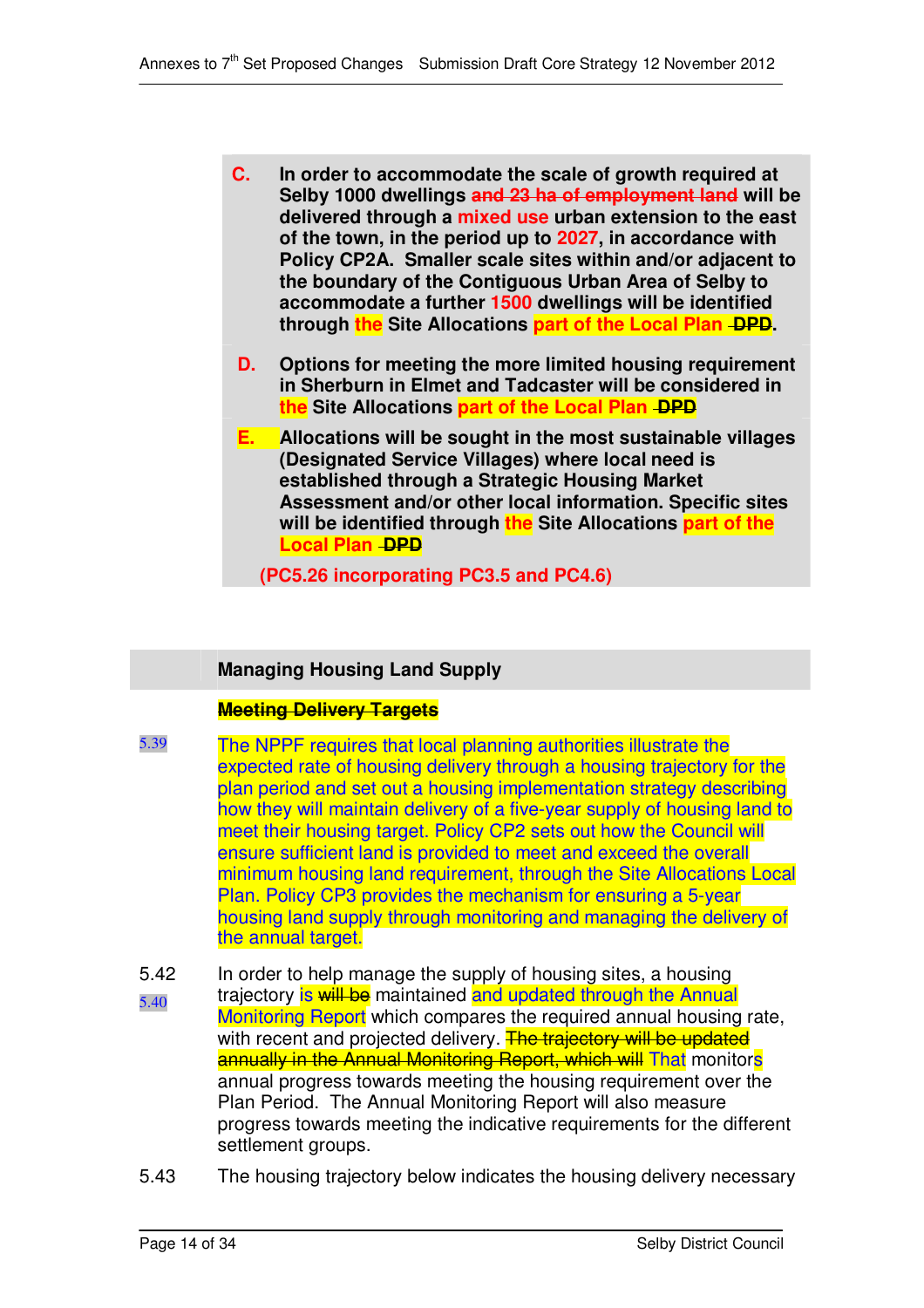**C.** **In order to accommodate the scale of growth required at Selby 1000 dwellings ~~and 23 ha of employment land~~ will be delivered through a mixed use urban extension to the east of the town, in the period up to 2027, in accordance with Policy CP2A. Smaller scale sites within and/or adjacent to the boundary of the Contiguous Urban Area of Selby to accommodate a further 1500 dwellings will be identified through the Site Allocations part of the Local Plan ~~DPD~~.**

**D.** **Options for meeting the more limited housing requirement in Sherburn in Elmet and Tadcaster will be considered in the Site Allocations part of the Local Plan ~~DPD~~**

**E.** **Allocations will be sought in the most sustainable villages (Designated Service Villages) where local need is established through a Strategic Housing Market Assessment and/or other local information. Specific sites will be identified through the Site Allocations part of the Local Plan ~~DPD~~**

**(PC5.26 incorporating PC3.5 and PC4.6)**

## Managing Housing Land Supply

**~~Meeting Delivery Targets~~**

5.39 The NPPF requires that local planning authorities illustrate the expected rate of housing delivery through a housing trajectory for the plan period and set out a housing implementation strategy describing how they will maintain delivery of a five-year supply of housing land to meet their housing target. Policy CP2 sets out how the Council will ensure sufficient land is provided to meet and exceed the overall minimum housing land requirement, through the Site Allocations Local Plan. Policy CP3 provides the mechanism for ensuring a 5-year housing land supply through monitoring and managing the delivery of the annual target.

5.42 / 5.40 In order to help manage the supply of housing sites, a housing trajectory is ~~will be~~ maintained and updated through the Annual Monitoring Report which compares the required annual housing rate, with recent and projected delivery. ~~The trajectory will be updated annually in the Annual Monitoring Report, which will~~ That monitors annual progress towards meeting the housing requirement over the Plan Period. The Annual Monitoring Report will also measure progress towards meeting the indicative requirements for the different settlement groups.

5.43 The housing trajectory below indicates the housing delivery necessary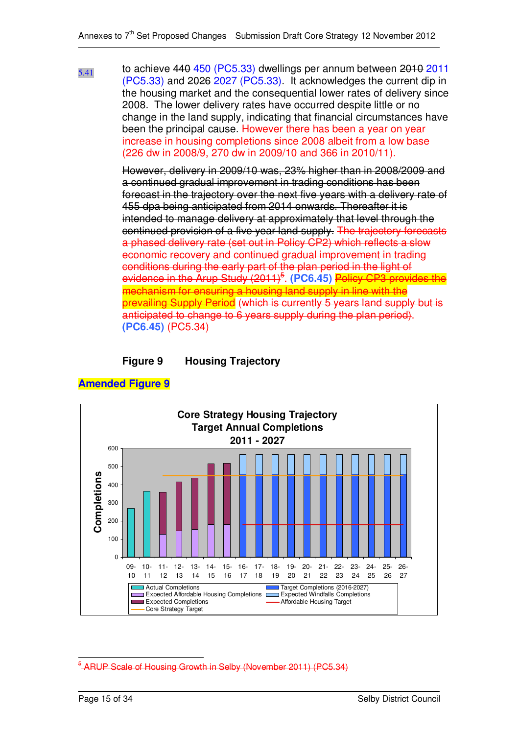5.41 to achieve ~~440~~ 450 (PC5.33) dwellings per annum between ~~2010~~ 2011 (PC5.33) and ~~2026~~ 2027 (PC5.33). It acknowledges the current dip in the housing market and the consequential lower rates of delivery since 2008. The lower delivery rates have occurred despite little or no change in the land supply, indicating that financial circumstances have been the principal cause. However there has been a year on year increase in housing completions since 2008 albeit from a low base (226 dw in 2008/9, 270 dw in 2009/10 and 366 in 2010/11).

~~However, delivery in 2009/10 was, 23% higher than in 2008/2009 and a continued gradual improvement in trading conditions has been forecast in the trajectory over the next five years with a delivery rate of 455 dpa being anticipated from 2014 onwards. Thereafter it is intended to manage delivery at approximately that level through the continued provision of a five year land supply.~~ ~~The trajectory forecasts a phased delivery rate (set out in Policy CP2) which reflects a slow economic recovery and continued gradual improvement in trading conditions during the early part of the plan period in the light of evidence in the Arup Study (2011)[5].~~ **(PC6.45)** ~~Policy CP3 provides the mechanism for ensuring a housing land supply in line with the prevailing Supply Period (which is currently 5 years land supply but is anticipated to change to 6 years supply during the plan period).~~ **(PC6.45)** (PC5.34)

**Figure 9 Housing Trajectory**

**Amended Figure 9**

**Core Strategy Housing Trajectory**
**Target Annual Completions**
**2011 - 2027**

Legend: Actual Completions; Expected Affordable Housing Completions; Expected Completions; Core Strategy Target; Target Completions (2016-2027); Expected Windfalls Completions; Affordable Housing Target

---

[5] ~~ARUP Scale of Housing Growth in Selby (November 2011) (PC5.34)~~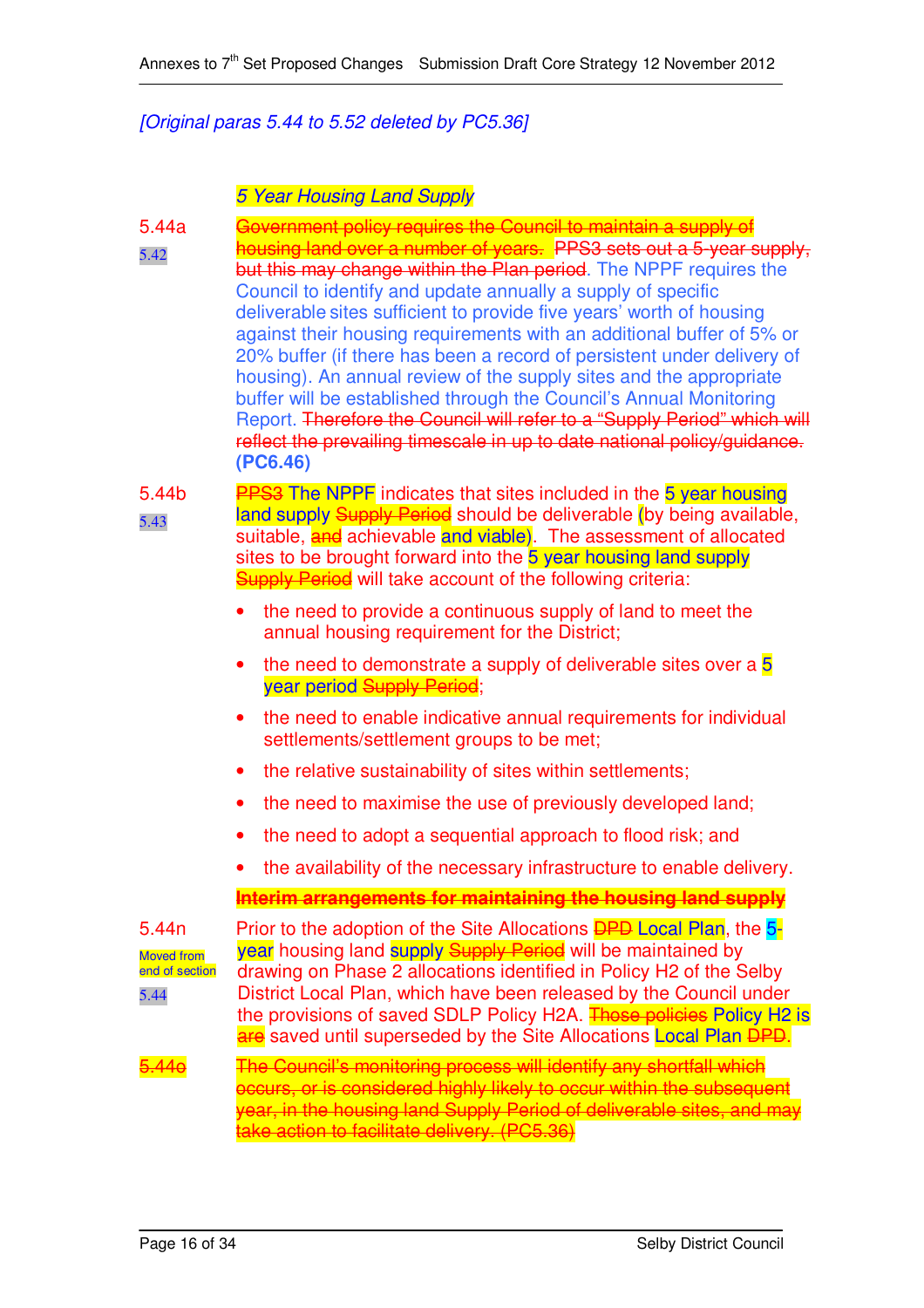*[Original paras 5.44 to 5.52 deleted by PC5.36]*

*5 Year Housing Land Supply*

5.44a
5.42

~~Government policy requires the Council to maintain a supply of housing land over a number of years.~~ ~~PPS3 sets out a 5-year supply, but this may change within the Plan period~~. The NPPF requires the Council to identify and update annually a supply of specific deliverable sites sufficient to provide five years' worth of housing against their housing requirements with an additional buffer of 5% or 20% buffer (if there has been a record of persistent under delivery of housing). An annual review of the supply sites and the appropriate buffer will be established through the Council's Annual Monitoring Report. ~~Therefore the Council will refer to a "Supply Period" which will reflect the prevailing timescale in up to date national policy/guidance.~~ **(PC6.46)**

5.44b
5.43

~~PPS3~~ The NPPF indicates that sites included in the 5 year housing land supply ~~Supply Period~~ should be deliverable (by being available, suitable, ~~and~~ achievable and viable). The assessment of allocated sites to be brought forward into the 5 year housing land supply ~~Supply Period~~ will take account of the following criteria:

- the need to provide a continuous supply of land to meet the annual housing requirement for the District;
- the need to demonstrate a supply of deliverable sites over a 5 year period ~~Supply Period~~;
- the need to enable indicative annual requirements for individual settlements/settlement groups to be met;
- the relative sustainability of sites within settlements;
- the need to maximise the use of previously developed land;
- the need to adopt a sequential approach to flood risk; and
- the availability of the necessary infrastructure to enable delivery.

~~**Interim arrangements for maintaining the housing land supply**~~

5.44n
Moved from end of section
5.44

Prior to the adoption of the Site Allocations ~~DPD~~ Local Plan, the 5-year housing land supply ~~Supply Period~~ will be maintained by drawing on Phase 2 allocations identified in Policy H2 of the Selby District Local Plan, which have been released by the Council under the provisions of saved SDLP Policy H2A. ~~Those policies~~ Policy H2 is ~~are~~ saved until superseded by the Site Allocations Local Plan ~~DPD~~.

~~5.44o~~

~~The Council's monitoring process will identify any shortfall which occurs, or is considered highly likely to occur within the subsequent year, in the housing land Supply Period of deliverable sites, and may take action to facilitate delivery. (PC5.36)~~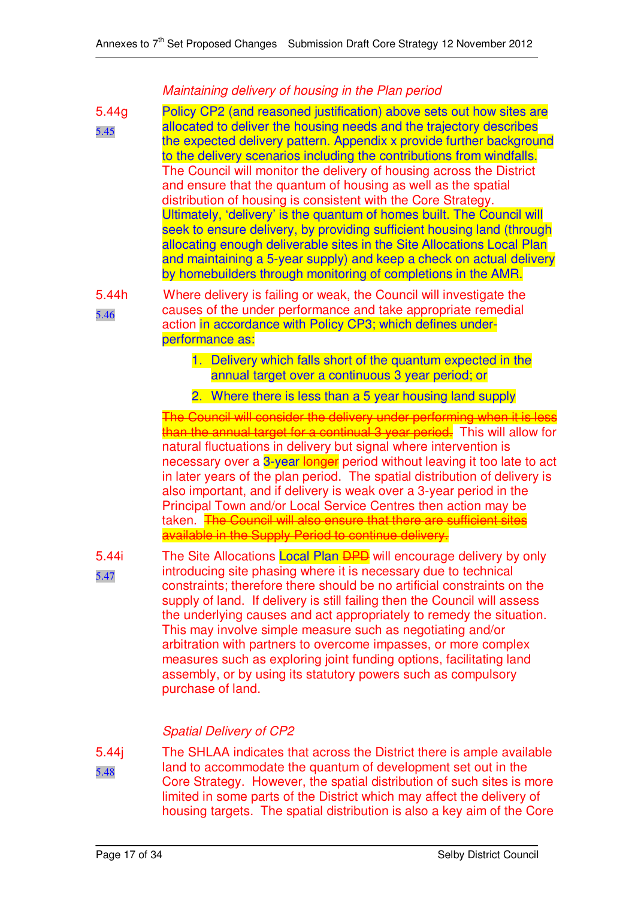*Maintaining delivery of housing in the Plan period*

5.44g
5.45

Policy CP2 (and reasoned justification) above sets out how sites are allocated to deliver the housing needs and the trajectory describes the expected delivery pattern. Appendix x provide further background to the delivery scenarios including the contributions from windfalls. The Council will monitor the delivery of housing across the District and ensure that the quantum of housing as well as the spatial distribution of housing is consistent with the Core Strategy. Ultimately, 'delivery' is the quantum of homes built. The Council will seek to ensure delivery, by providing sufficient housing land (through allocating enough deliverable sites in the Site Allocations Local Plan and maintaining a 5-year supply) and keep a check on actual delivery by homebuilders through monitoring of completions in the AMR.

5.44h
5.46

Where delivery is failing or weak, the Council will investigate the causes of the under performance and take appropriate remedial action in accordance with Policy CP3; which defines under-performance as:

1. Delivery which falls short of the quantum expected in the annual target over a continuous 3 year period; or
2. Where there is less than a 5 year housing land supply

~~The Council will consider the delivery under performing when it is less than the annual target for a continual 3 year period.~~ This will allow for natural fluctuations in delivery but signal where intervention is necessary over a 3-year ~~longer~~ period without leaving it too late to act in later years of the plan period. The spatial distribution of delivery is also important, and if delivery is weak over a 3-year period in the Principal Town and/or Local Service Centres then action may be taken. ~~The Council will also ensure that there are sufficient sites available in the Supply Period to continue delivery.~~

5.44i
5.47

The Site Allocations Local Plan ~~DPD~~ will encourage delivery by only introducing site phasing where it is necessary due to technical constraints; therefore there should be no artificial constraints on the supply of land. If delivery is still failing then the Council will assess the underlying causes and act appropriately to remedy the situation. This may involve simple measure such as negotiating and/or arbitration with partners to overcome impasses, or more complex measures such as exploring joint funding options, facilitating land assembly, or by using its statutory powers such as compulsory purchase of land.

*Spatial Delivery of CP2*

5.44j
5.48

The SHLAA indicates that across the District there is ample available land to accommodate the quantum of development set out in the Core Strategy. However, the spatial distribution of such sites is more limited in some parts of the District which may affect the delivery of housing targets. The spatial distribution is also a key aim of the Core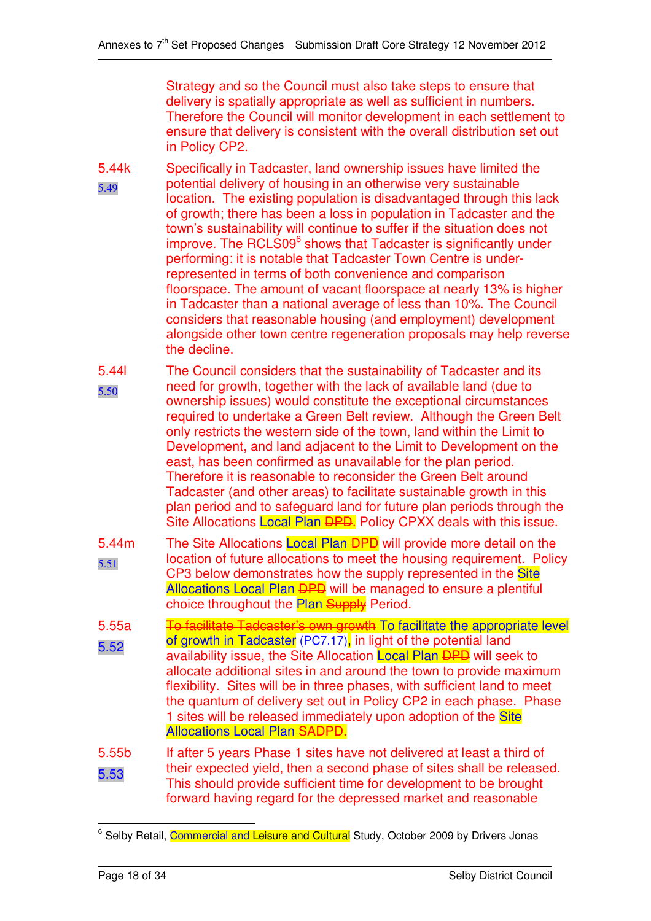Strategy and so the Council must also take steps to ensure that delivery is spatially appropriate as well as sufficient in numbers. Therefore the Council will monitor development in each settlement to ensure that delivery is consistent with the overall distribution set out in Policy CP2.

5.44k
5.49

Specifically in Tadcaster, land ownership issues have limited the potential delivery of housing in an otherwise very sustainable location. The existing population is disadvantaged through this lack of growth; there has been a loss in population in Tadcaster and the town's sustainability will continue to suffer if the situation does not improve. The RCLS09[6] shows that Tadcaster is significantly under performing: it is notable that Tadcaster Town Centre is under-represented in terms of both convenience and comparison floorspace. The amount of vacant floorspace at nearly 13% is higher in Tadcaster than a national average of less than 10%. The Council considers that reasonable housing (and employment) development alongside other town centre regeneration proposals may help reverse the decline.

5.44l
5.50

The Council considers that the sustainability of Tadcaster and its need for growth, together with the lack of available land (due to ownership issues) would constitute the exceptional circumstances required to undertake a Green Belt review. Although the Green Belt only restricts the western side of the town, land within the Limit to Development, and land adjacent to the Limit to Development on the east, has been confirmed as unavailable for the plan period. Therefore it is reasonable to reconsider the Green Belt around Tadcaster (and other areas) to facilitate sustainable growth in this plan period and to safeguard land for future plan periods through the Site Allocations Local Plan ~~DPD~~. Policy CPXX deals with this issue.

5.44m
5.51

The Site Allocations Local Plan ~~DPD~~ will provide more detail on the location of future allocations to meet the housing requirement. Policy CP3 below demonstrates how the supply represented in the Site Allocations Local Plan ~~DPD~~ will be managed to ensure a plentiful choice throughout the Plan ~~Supply~~ Period.

5.55a
5.52

~~To facilitate Tadcaster's own growth~~ To facilitate the appropriate level of growth in Tadcaster (PC7.17), in light of the potential land availability issue, the Site Allocation Local Plan ~~DPD~~ will seek to allocate additional sites in and around the town to provide maximum flexibility. Sites will be in three phases, with sufficient land to meet the quantum of delivery set out in Policy CP2 in each phase. Phase 1 sites will be released immediately upon adoption of the Site Allocations Local Plan ~~SADPD~~.

5.55b
5.53

If after 5 years Phase 1 sites have not delivered at least a third of their expected yield, then a second phase of sites shall be released. This should provide sufficient time for development to be brought forward having regard for the depressed market and reasonable

---

[6] Selby Retail, Commercial and Leisure ~~and Cultural~~ Study, October 2009 by Drivers Jonas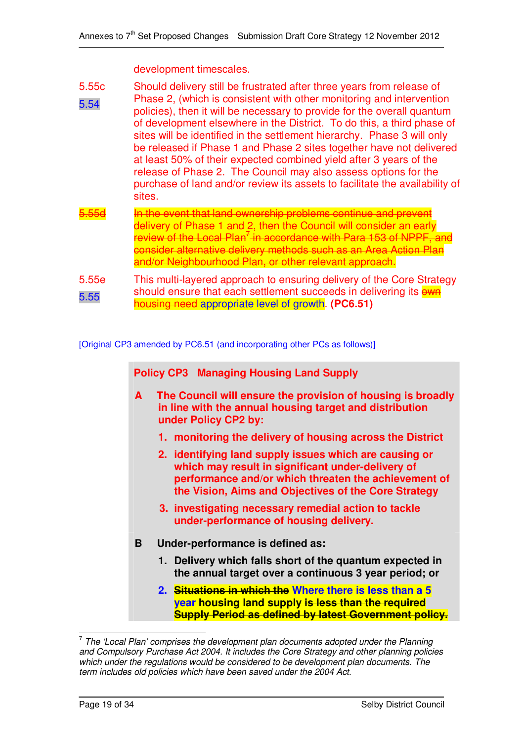development timescales.

5.55c
5.54 Should delivery still be frustrated after three years from release of Phase 2, (which is consistent with other monitoring and intervention policies), then it will be necessary to provide for the overall quantum of development elsewhere in the District. To do this, a third phase of sites will be identified in the settlement hierarchy. Phase 3 will only be released if Phase 1 and Phase 2 sites together have not delivered at least 50% of their expected combined yield after 3 years of the release of Phase 2. The Council may also assess options for the purchase of land and/or review its assets to facilitate the availability of sites.

~~5.55d~~ ~~In the event that land ownership problems continue and prevent delivery of Phase 1 and 2, then the Council will consider an early review of the Local Plan[7] in accordance with Para 153 of NPPF, and consider alternative delivery methods such as an Area Action Plan and/or Neighbourhood Plan, or other relevant approach.~~

5.55e
5.55 This multi-layered approach to ensuring delivery of the Core Strategy should ensure that each settlement succeeds in delivering its ~~own housing need~~ appropriate level of growth. **(PC6.51)**

[Original CP3 amended by PC6.51 (and incorporating other PCs as follows)]

**Policy CP3 Managing Housing Land Supply**

**A The Council will ensure the provision of housing is broadly in line with the annual housing target and distribution under Policy CP2 by:**

1. **monitoring the delivery of housing across the District**
2. **identifying land supply issues which are causing or which may result in significant under-delivery of performance and/or which threaten the achievement of the Vision, Aims and Objectives of the Core Strategy**
3. **investigating necessary remedial action to tackle under-performance of housing delivery.**

**B Under-performance is defined as:**

1. **Delivery which falls short of the quantum expected in the annual target over a continuous 3 year period; or**
2. **~~Situations in which the~~ Where there is less than a 5 year housing land supply ~~is less than the required Supply Period as defined by latest Government policy.~~**

---

[7] *The 'Local Plan' comprises the development plan documents adopted under the Planning and Compulsory Purchase Act 2004. It includes the Core Strategy and other planning policies which under the regulations would be considered to be development plan documents. The term includes old policies which have been saved under the 2004 Act.*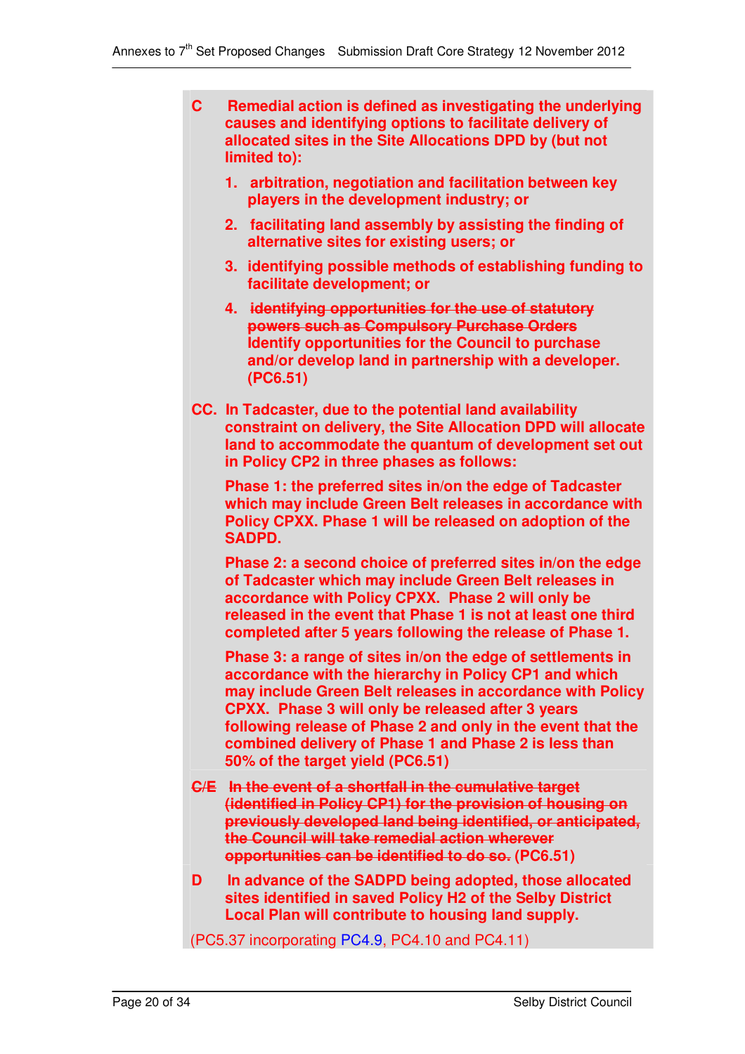**C Remedial action is defined as investigating the underlying causes and identifying options to facilitate delivery of allocated sites in the Site Allocations DPD by (but not limited to):**

1. **arbitration, negotiation and facilitation between key players in the development industry; or**
2. **facilitating land assembly by assisting the finding of alternative sites for existing users; or**
3. **identifying possible methods of establishing funding to facilitate development; or**
4. ~~**identifying opportunities for the use of statutory powers such as Compulsory Purchase Orders**~~ **Identify opportunities for the Council to purchase and/or develop land in partnership with a developer. (PC6.51)**

**CC. In Tadcaster, due to the potential land availability constraint on delivery, the Site Allocation DPD will allocate land to accommodate the quantum of development set out in Policy CP2 in three phases as follows:**

**Phase 1: the preferred sites in/on the edge of Tadcaster which may include Green Belt releases in accordance with Policy CPXX. Phase 1 will be released on adoption of the SADPD.**

**Phase 2: a second choice of preferred sites in/on the edge of Tadcaster which may include Green Belt releases in accordance with Policy CPXX. Phase 2 will only be released in the event that Phase 1 is not at least one third completed after 5 years following the release of Phase 1.**

**Phase 3: a range of sites in/on the edge of settlements in accordance with the hierarchy in Policy CP1 and which may include Green Belt releases in accordance with Policy CPXX. Phase 3 will only be released after 3 years following release of Phase 2 and only in the event that the combined delivery of Phase 1 and Phase 2 is less than 50% of the target yield (PC6.51)**

~~**C/E In the event of a shortfall in the cumulative target (identified in Policy CP1) for the provision of housing on previously developed land being identified, or anticipated, the Council will take remedial action wherever opportunities can be identified to do so.**~~ **(PC6.51)**

**D In advance of the SADPD being adopted, those allocated sites identified in saved Policy H2 of the Selby District Local Plan will contribute to housing land supply.**

(PC5.37 incorporating PC4.9, PC4.10 and PC4.11)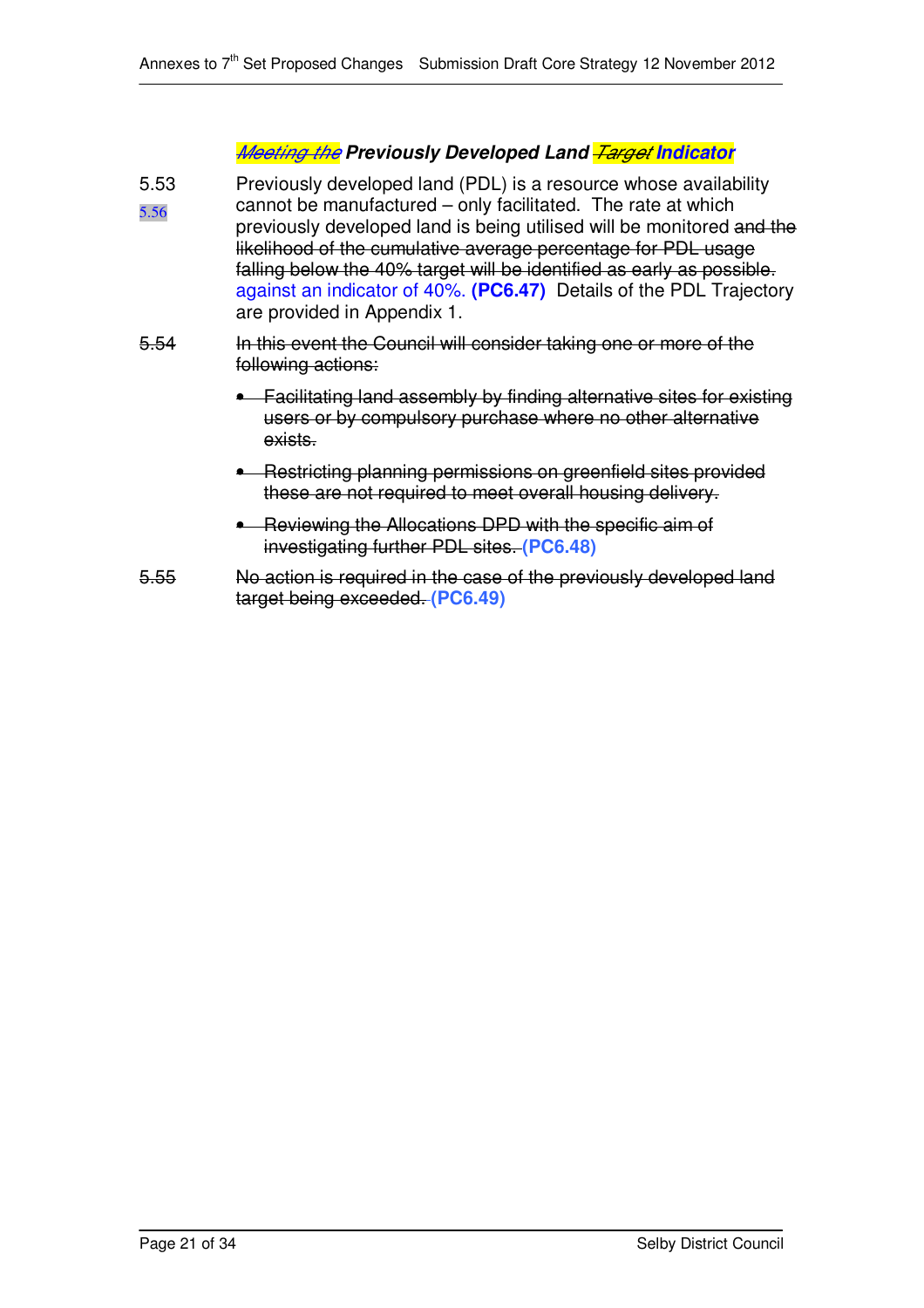### ~~*Meeting the*~~ ***Previously Developed Land*** ~~*Target*~~ ***Indicator***

5.53 5.56 Previously developed land (PDL) is a resource whose availability cannot be manufactured – only facilitated. The rate at which previously developed land is being utilised will be monitored ~~and the likelihood of the cumulative average percentage for PDL usage falling below the 40% target will be identified as early as possible.~~ against an indicator of 40%. **(PC6.47)** Details of the PDL Trajectory are provided in Appendix 1.

~~5.54 In this event the Council will consider taking one or more of the following actions:~~

- ~~Facilitating land assembly by finding alternative sites for existing users or by compulsory purchase where no other alternative exists.~~
- ~~Restricting planning permissions on greenfield sites provided these are not required to meet overall housing delivery.~~
- ~~Reviewing the Allocations DPD with the specific aim of investigating further PDL sites.~~ **(PC6.48)**

~~5.55 No action is required in the case of the previously developed land target being exceeded.~~ **(PC6.49)**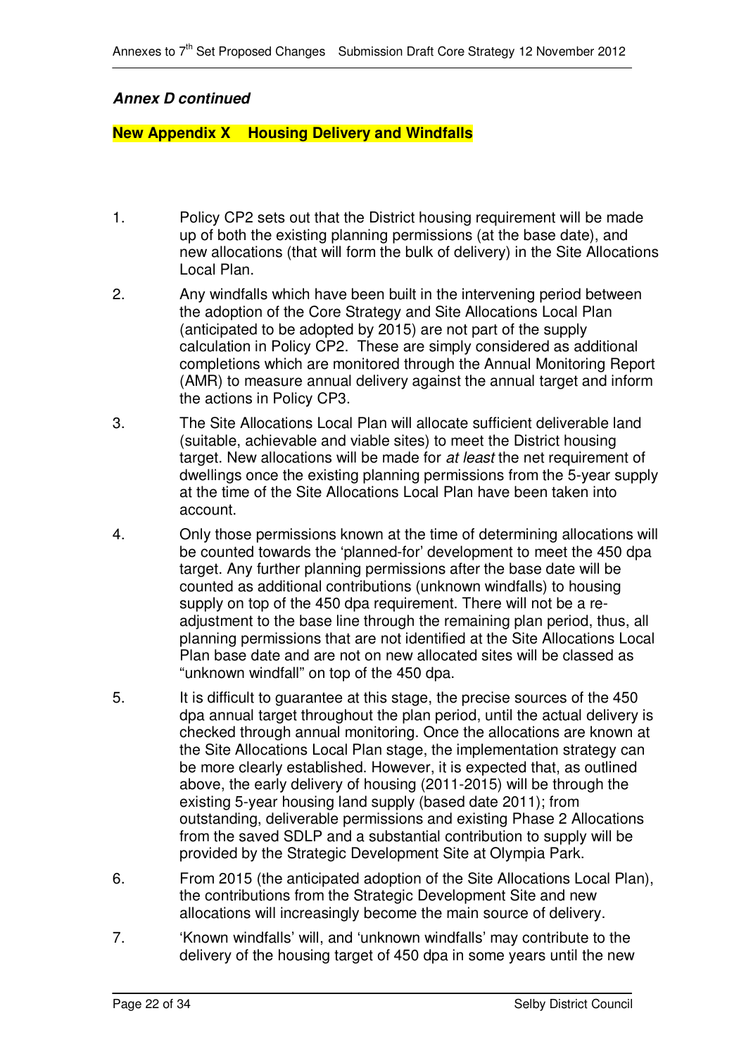***Annex D continued***

## New Appendix X    Housing Delivery and Windfalls

1. Policy CP2 sets out that the District housing requirement will be made up of both the existing planning permissions (at the base date), and new allocations (that will form the bulk of delivery) in the Site Allocations Local Plan.

2. Any windfalls which have been built in the intervening period between the adoption of the Core Strategy and Site Allocations Local Plan (anticipated to be adopted by 2015) are not part of the supply calculation in Policy CP2. These are simply considered as additional completions which are monitored through the Annual Monitoring Report (AMR) to measure annual delivery against the annual target and inform the actions in Policy CP3.

3. The Site Allocations Local Plan will allocate sufficient deliverable land (suitable, achievable and viable sites) to meet the District housing target. New allocations will be made for *at least* the net requirement of dwellings once the existing planning permissions from the 5-year supply at the time of the Site Allocations Local Plan have been taken into account.

4. Only those permissions known at the time of determining allocations will be counted towards the 'planned-for' development to meet the 450 dpa target. Any further planning permissions after the base date will be counted as additional contributions (unknown windfalls) to housing supply on top of the 450 dpa requirement. There will not be a re-adjustment to the base line through the remaining plan period, thus, all planning permissions that are not identified at the Site Allocations Local Plan base date and are not on new allocated sites will be classed as "unknown windfall" on top of the 450 dpa.

5. It is difficult to guarantee at this stage, the precise sources of the 450 dpa annual target throughout the plan period, until the actual delivery is checked through annual monitoring. Once the allocations are known at the Site Allocations Local Plan stage, the implementation strategy can be more clearly established. However, it is expected that, as outlined above, the early delivery of housing (2011-2015) will be through the existing 5-year housing land supply (based date 2011); from outstanding, deliverable permissions and existing Phase 2 Allocations from the saved SDLP and a substantial contribution to supply will be provided by the Strategic Development Site at Olympia Park.

6. From 2015 (the anticipated adoption of the Site Allocations Local Plan), the contributions from the Strategic Development Site and new allocations will increasingly become the main source of delivery.

7. 'Known windfalls' will, and 'unknown windfalls' may contribute to the delivery of the housing target of 450 dpa in some years until the new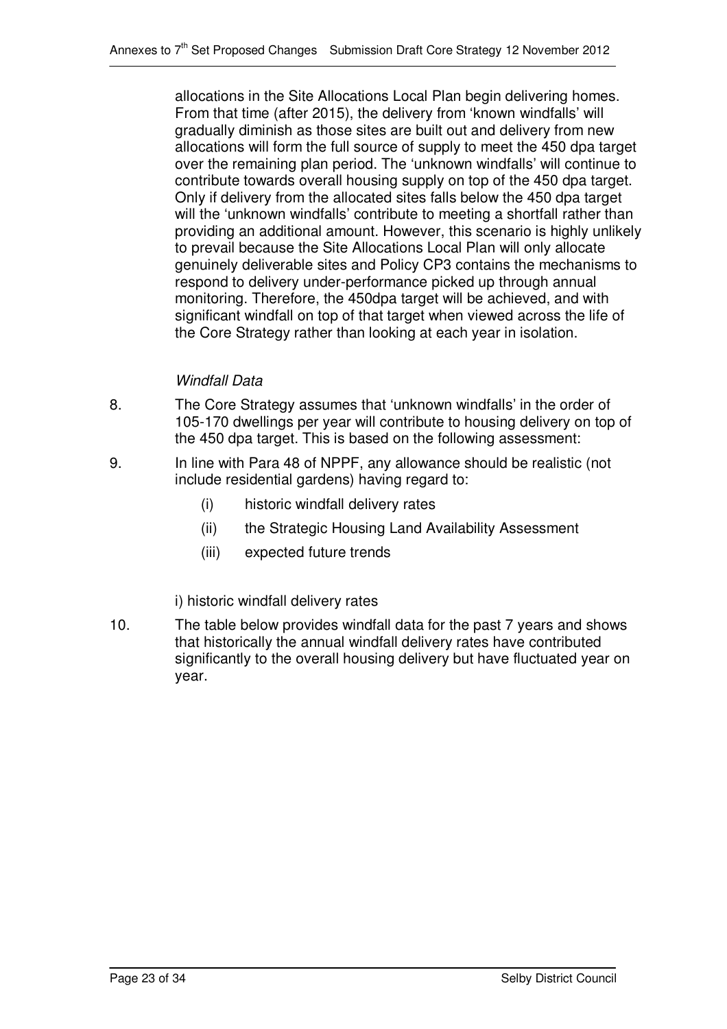allocations in the Site Allocations Local Plan begin delivering homes. From that time (after 2015), the delivery from 'known windfalls' will gradually diminish as those sites are built out and delivery from new allocations will form the full source of supply to meet the 450 dpa target over the remaining plan period. The 'unknown windfalls' will continue to contribute towards overall housing supply on top of the 450 dpa target. Only if delivery from the allocated sites falls below the 450 dpa target will the 'unknown windfalls' contribute to meeting a shortfall rather than providing an additional amount. However, this scenario is highly unlikely to prevail because the Site Allocations Local Plan will only allocate genuinely deliverable sites and Policy CP3 contains the mechanisms to respond to delivery under-performance picked up through annual monitoring. Therefore, the 450dpa target will be achieved, and with significant windfall on top of that target when viewed across the life of the Core Strategy rather than looking at each year in isolation.

*Windfall Data*

8. The Core Strategy assumes that 'unknown windfalls' in the order of 105-170 dwellings per year will contribute to housing delivery on top of the 450 dpa target. This is based on the following assessment:

9. In line with Para 48 of NPPF, any allowance should be realistic (not include residential gardens) having regard to:
   - (i) historic windfall delivery rates
   - (ii) the Strategic Housing Land Availability Assessment
   - (iii) expected future trends

i) historic windfall delivery rates

10. The table below provides windfall data for the past 7 years and shows that historically the annual windfall delivery rates have contributed significantly to the overall housing delivery but have fluctuated year on year.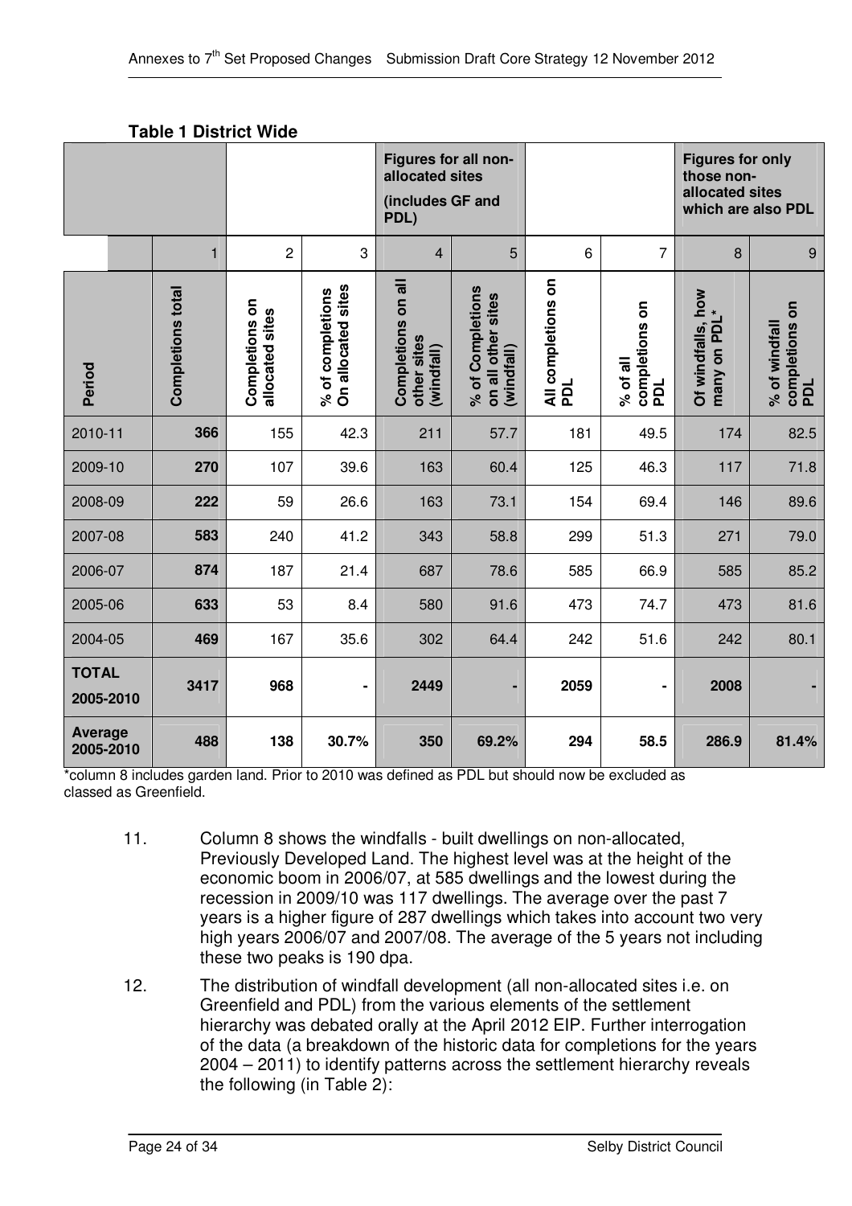**Table 1 District Wide**

| | | | Figures for all non-allocated sites (includes GF and PDL) | | | | Figures for only those non-allocated sites which are also PDL | |
|---|---|---|---|---|---|---|---|---|
| | 1 | 2 | 3 | 4 | 5 | 6 | 7 | 8 | 9 |
| Period | Completions total | Completions on allocated sites | % of completions On allocated sites | Completions on all other sites (windfall) | % of Completions on all other sites (windfall) | All completions on PDL | % of all completions on PDL | Of windfalls, how many on PDL* | % of windfall completions on PDL |
| 2010-11 | **366** | 155 | 42.3 | 211 | 57.7 | 181 | 49.5 | 174 | 82.5 |
| 2009-10 | **270** | 107 | 39.6 | 163 | 60.4 | 125 | 46.3 | 117 | 71.8 |
| 2008-09 | **222** | 59 | 26.6 | 163 | 73.1 | 154 | 69.4 | 146 | 89.6 |
| 2007-08 | **583** | 240 | 41.2 | 343 | 58.8 | 299 | 51.3 | 271 | 79.0 |
| 2006-07 | **874** | 187 | 21.4 | 687 | 78.6 | 585 | 66.9 | 585 | 85.2 |
| 2005-06 | **633** | 53 | 8.4 | 580 | 91.6 | 473 | 74.7 | 473 | 81.6 |
| 2004-05 | **469** | 167 | 35.6 | 302 | 64.4 | 242 | 51.6 | 242 | 80.1 |
| **TOTAL 2005-2010** | **3417** | **968** | **-** | **2449** | **-** | **2059** | **-** | **2008** | **-** |
| **Average 2005-2010** | **488** | **138** | **30.7%** | **350** | **69.2%** | **294** | **58.5** | **286.9** | **81.4%** |

*column 8 includes garden land. Prior to 2010 was defined as PDL but should now be excluded as classed as Greenfield.

11. Column 8 shows the windfalls - built dwellings on non-allocated, Previously Developed Land. The highest level was at the height of the economic boom in 2006/07, at 585 dwellings and the lowest during the recession in 2009/10 was 117 dwellings. The average over the past 7 years is a higher figure of 287 dwellings which takes into account two very high years 2006/07 and 2007/08. The average of the 5 years not including these two peaks is 190 dpa.

12. The distribution of windfall development (all non-allocated sites i.e. on Greenfield and PDL) from the various elements of the settlement hierarchy was debated orally at the April 2012 EIP. Further interrogation of the data (a breakdown of the historic data for completions for the years 2004 – 2011) to identify patterns across the settlement hierarchy reveals the following (in Table 2):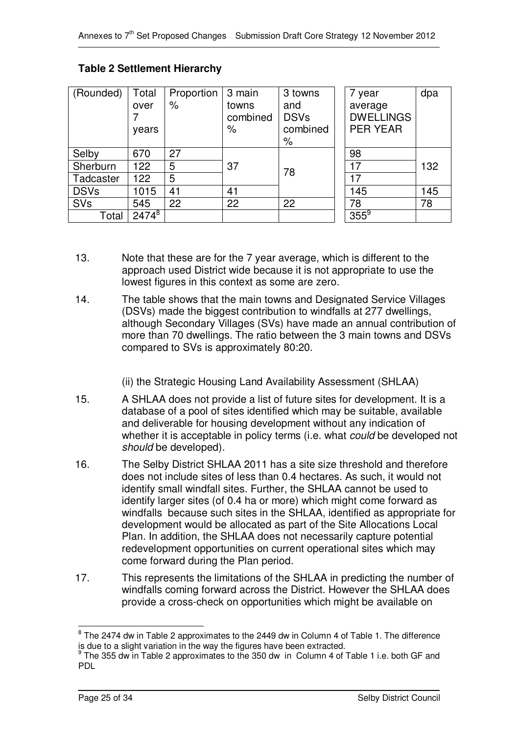**Table 2 Settlement Hierarchy**

| (Rounded) | Total over 7 years | Proportion % | 3 main towns combined % | 3 towns and DSVs combined % | 7 year average DWELLINGS PER YEAR | dpa |
|---|---|---|---|---|---|---|
| Selby | 670 | 27 | 37 | 78 | 98 | 132 |
| Sherburn | 122 | 5 | | | 17 | |
| Tadcaster | 122 | 5 | | | 17 | |
| DSVs | 1015 | 41 | 41 | | 145 | 145 |
| SVs | 545 | 22 | 22 | 22 | 78 | 78 |
| Total | 2474[8] | | | | 355[9] | |

13. Note that these are for the 7 year average, which is different to the approach used District wide because it is not appropriate to use the lowest figures in this context as some are zero.

14. The table shows that the main towns and Designated Service Villages (DSVs) made the biggest contribution to windfalls at 277 dwellings, although Secondary Villages (SVs) have made an annual contribution of more than 70 dwellings. The ratio between the 3 main towns and DSVs compared to SVs is approximately 80:20.

(ii) the Strategic Housing Land Availability Assessment (SHLAA)

15. A SHLAA does not provide a list of future sites for development. It is a database of a pool of sites identified which may be suitable, available and deliverable for housing development without any indication of whether it is acceptable in policy terms (i.e. what *could* be developed not *should* be developed).

16. The Selby District SHLAA 2011 has a site size threshold and therefore does not include sites of less than 0.4 hectares. As such, it would not identify small windfall sites. Further, the SHLAA cannot be used to identify larger sites (of 0.4 ha or more) which might come forward as windfalls because such sites in the SHLAA, identified as appropriate for development would be allocated as part of the Site Allocations Local Plan. In addition, the SHLAA does not necessarily capture potential redevelopment opportunities on current operational sites which may come forward during the Plan period.

17. This represents the limitations of the SHLAA in predicting the number of windfalls coming forward across the District. However the SHLAA does provide a cross-check on opportunities which might be available on

[8] The 2474 dw in Table 2 approximates to the 2449 dw in Column 4 of Table 1. The difference is due to a slight variation in the way the figures have been extracted.

[9] The 355 dw in Table 2 approximates to the 350 dw in Column 4 of Table 1 i.e. both GF and PDL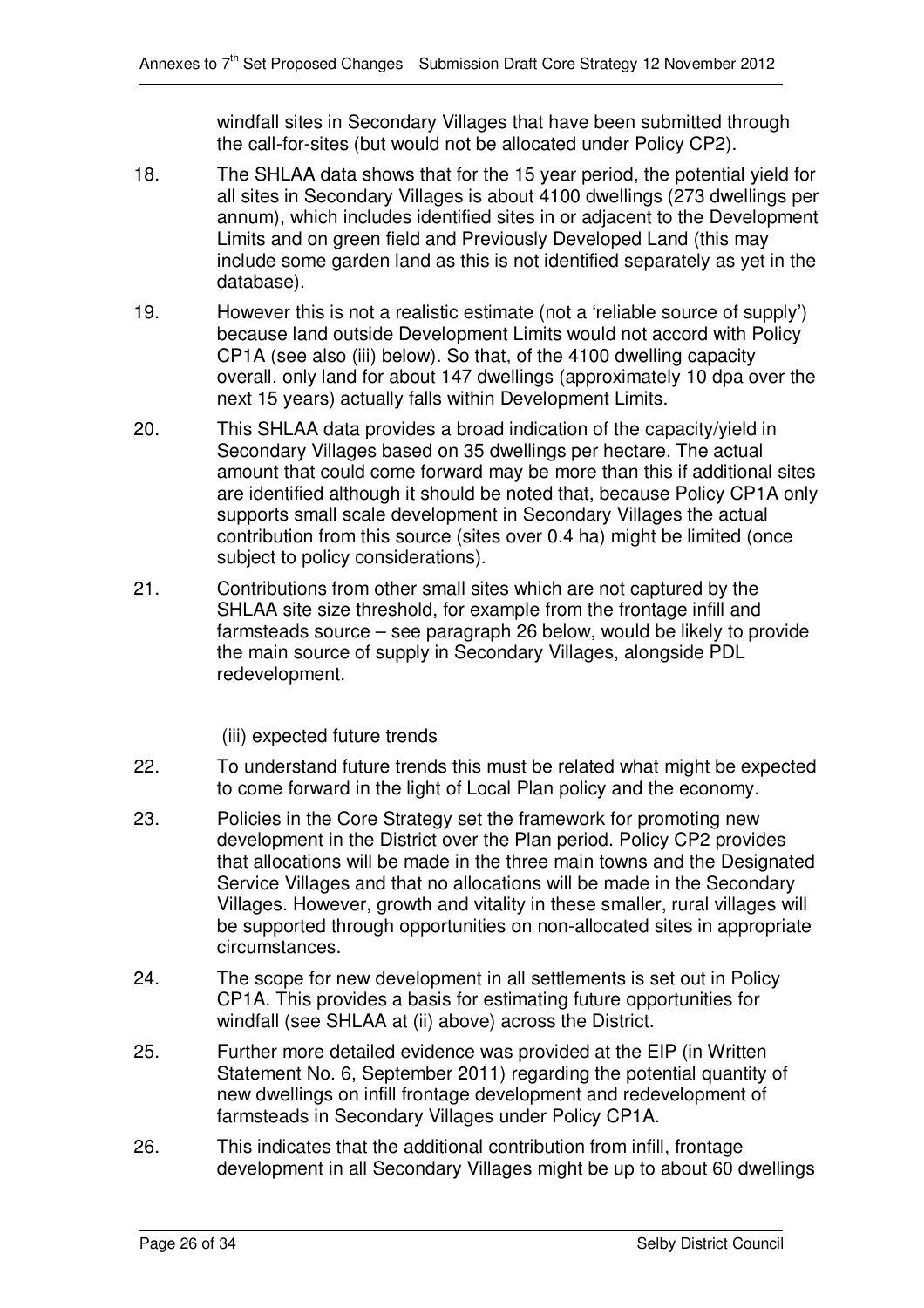windfall sites in Secondary Villages that have been submitted through the call-for-sites (but would not be allocated under Policy CP2).

18. The SHLAA data shows that for the 15 year period, the potential yield for all sites in Secondary Villages is about 4100 dwellings (273 dwellings per annum), which includes identified sites in or adjacent to the Development Limits and on green field and Previously Developed Land (this may include some garden land as this is not identified separately as yet in the database).

19. However this is not a realistic estimate (not a 'reliable source of supply') because land outside Development Limits would not accord with Policy CP1A (see also (iii) below). So that, of the 4100 dwelling capacity overall, only land for about 147 dwellings (approximately 10 dpa over the next 15 years) actually falls within Development Limits.

20. This SHLAA data provides a broad indication of the capacity/yield in Secondary Villages based on 35 dwellings per hectare. The actual amount that could come forward may be more than this if additional sites are identified although it should be noted that, because Policy CP1A only supports small scale development in Secondary Villages the actual contribution from this source (sites over 0.4 ha) might be limited (once subject to policy considerations).

21. Contributions from other small sites which are not captured by the SHLAA site size threshold, for example from the frontage infill and farmsteads source – see paragraph 26 below, would be likely to provide the main source of supply in Secondary Villages, alongside PDL redevelopment.

(iii) expected future trends

22. To understand future trends this must be related what might be expected to come forward in the light of Local Plan policy and the economy.

23. Policies in the Core Strategy set the framework for promoting new development in the District over the Plan period. Policy CP2 provides that allocations will be made in the three main towns and the Designated Service Villages and that no allocations will be made in the Secondary Villages. However, growth and vitality in these smaller, rural villages will be supported through opportunities on non-allocated sites in appropriate circumstances.

24. The scope for new development in all settlements is set out in Policy CP1A. This provides a basis for estimating future opportunities for windfall (see SHLAA at (ii) above) across the District.

25. Further more detailed evidence was provided at the EIP (in Written Statement No. 6, September 2011) regarding the potential quantity of new dwellings on infill frontage development and redevelopment of farmsteads in Secondary Villages under Policy CP1A.

26. This indicates that the additional contribution from infill, frontage development in all Secondary Villages might be up to about 60 dwellings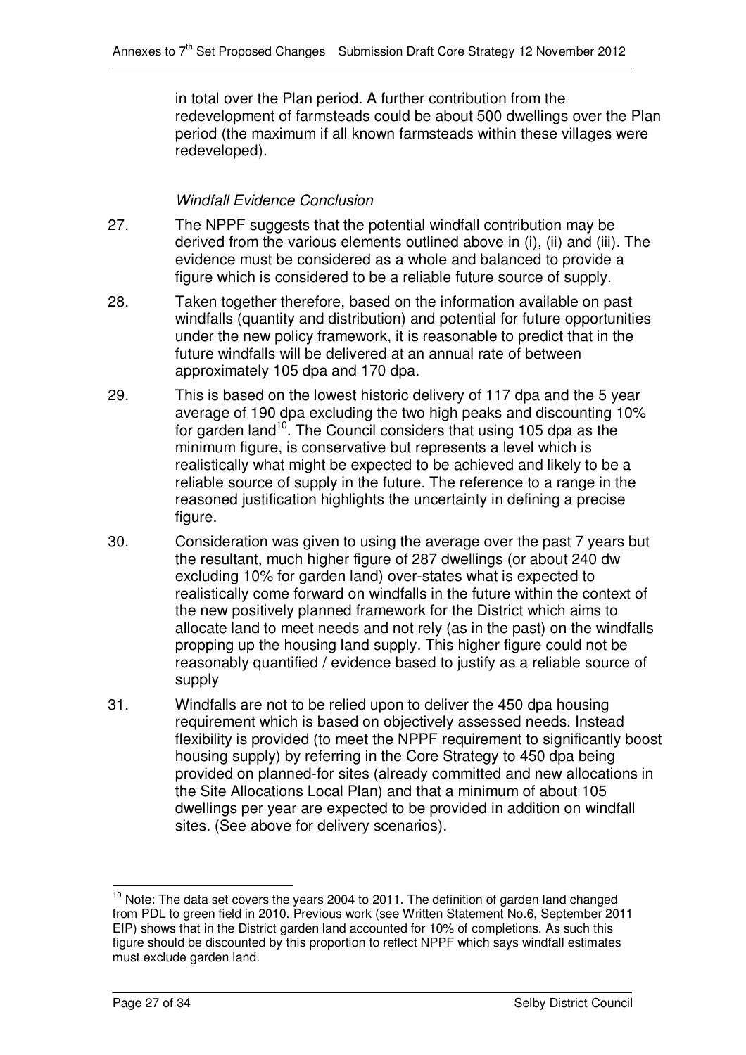in total over the Plan period. A further contribution from the redevelopment of farmsteads could be about 500 dwellings over the Plan period (the maximum if all known farmsteads within these villages were redeveloped).

*Windfall Evidence Conclusion*

27. The NPPF suggests that the potential windfall contribution may be derived from the various elements outlined above in (i), (ii) and (iii). The evidence must be considered as a whole and balanced to provide a figure which is considered to be a reliable future source of supply.

28. Taken together therefore, based on the information available on past windfalls (quantity and distribution) and potential for future opportunities under the new policy framework, it is reasonable to predict that in the future windfalls will be delivered at an annual rate of between approximately 105 dpa and 170 dpa.

29. This is based on the lowest historic delivery of 117 dpa and the 5 year average of 190 dpa excluding the two high peaks and discounting 10% for garden land[10]. The Council considers that using 105 dpa as the minimum figure, is conservative but represents a level which is realistically what might be expected to be achieved and likely to be a reliable source of supply in the future. The reference to a range in the reasoned justification highlights the uncertainty in defining a precise figure.

30. Consideration was given to using the average over the past 7 years but the resultant, much higher figure of 287 dwellings (or about 240 dw excluding 10% for garden land) over-states what is expected to realistically come forward on windfalls in the future within the context of the new positively planned framework for the District which aims to allocate land to meet needs and not rely (as in the past) on the windfalls propping up the housing land supply. This higher figure could not be reasonably quantified / evidence based to justify as a reliable source of supply

31. Windfalls are not to be relied upon to deliver the 450 dpa housing requirement which is based on objectively assessed needs. Instead flexibility is provided (to meet the NPPF requirement to significantly boost housing supply) by referring in the Core Strategy to 450 dpa being provided on planned-for sites (already committed and new allocations in the Site Allocations Local Plan) and that a minimum of about 105 dwellings per year are expected to be provided in addition on windfall sites. (See above for delivery scenarios).

---

[10] Note: The data set covers the years 2004 to 2011. The definition of garden land changed from PDL to green field in 2010. Previous work (see Written Statement No.6, September 2011 EIP) shows that in the District garden land accounted for 10% of completions. As such this figure should be discounted by this proportion to reflect NPPF which says windfall estimates must exclude garden land.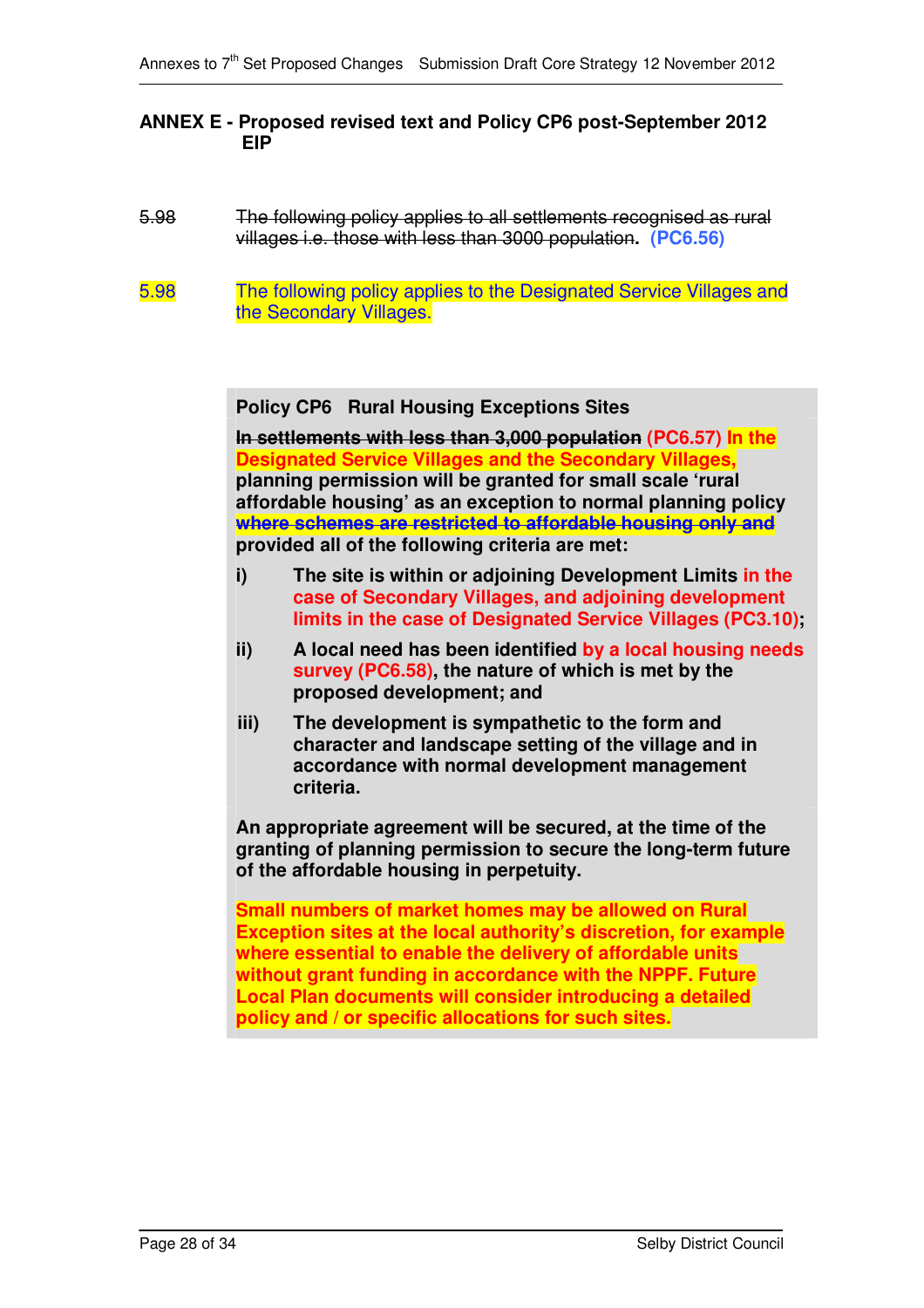**ANNEX E - Proposed revised text and Policy CP6 post-September 2012 EIP**

~~5.98 The following policy applies to all settlements recognised as rural villages i.e. those with less than 3000 population.~~ **(PC6.56)**

5.98 The following policy applies to the Designated Service Villages and the Secondary Villages.

**Policy CP6 Rural Housing Exceptions Sites**

**~~In settlements with less than 3,000 population~~ (PC6.57) In the Designated Service Villages and the Secondary Villages, planning permission will be granted for small scale 'rural affordable housing' as an exception to normal planning policy ~~where schemes are restricted to affordable housing only and~~ provided all of the following criteria are met:**

**i) The site is within or adjoining Development Limits in the case of Secondary Villages, and adjoining development limits in the case of Designated Service Villages (PC3.10);**

**ii) A local need has been identified by a local housing needs survey (PC6.58), the nature of which is met by the proposed development; and**

**iii) The development is sympathetic to the form and character and landscape setting of the village and in accordance with normal development management criteria.**

**An appropriate agreement will be secured, at the time of the granting of planning permission to secure the long-term future of the affordable housing in perpetuity.**

**Small numbers of market homes may be allowed on Rural Exception sites at the local authority's discretion, for example where essential to enable the delivery of affordable units without grant funding in accordance with the NPPF. Future Local Plan documents will consider introducing a detailed policy and / or specific allocations for such sites.**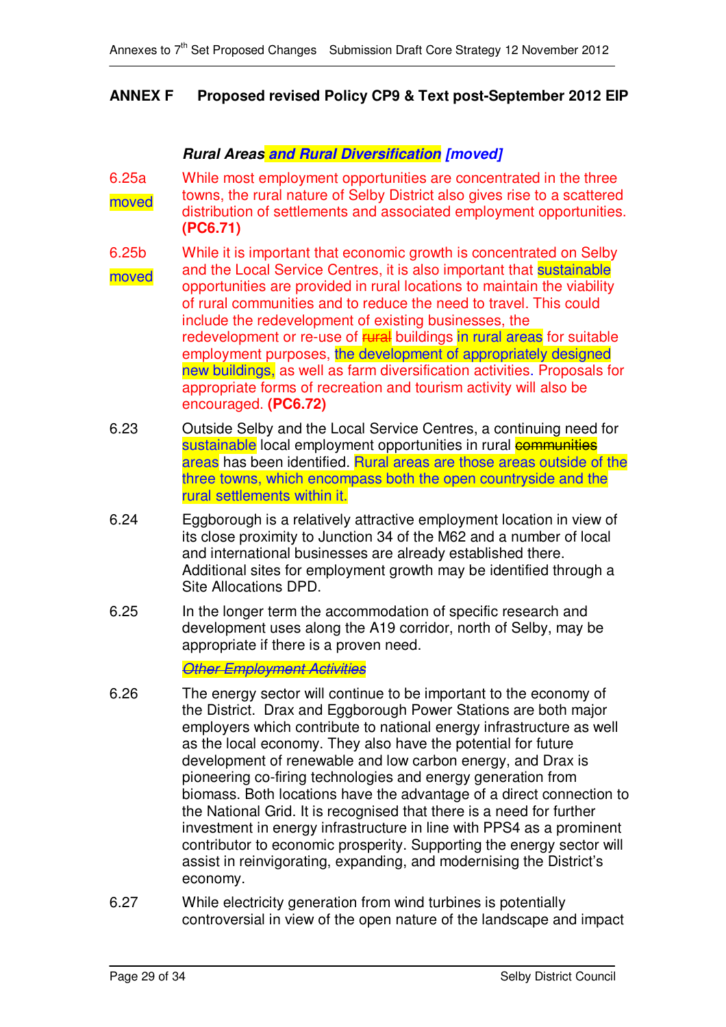## ANNEX F Proposed revised Policy CP9 & Text post-September 2012 EIP

### *Rural Areas and Rural Diversification [moved]*

6.25a moved — While most employment opportunities are concentrated in the three towns, the rural nature of Selby District also gives rise to a scattered distribution of settlements and associated employment opportunities. **(PC6.71)**

6.25b moved — While it is important that economic growth is concentrated on Selby and the Local Service Centres, it is also important that sustainable opportunities are provided in rural locations to maintain the viability of rural communities and to reduce the need to travel. This could include the redevelopment of existing businesses, the redevelopment or re-use of ~~rural~~ buildings in rural areas for suitable employment purposes, the development of appropriately designed new buildings, as well as farm diversification activities. Proposals for appropriate forms of recreation and tourism activity will also be encouraged. **(PC6.72)**

6.23 — Outside Selby and the Local Service Centres, a continuing need for sustainable local employment opportunities in rural ~~communities~~ areas has been identified. Rural areas are those areas outside of the three towns, which encompass both the open countryside and the rural settlements within it.

6.24 — Eggborough is a relatively attractive employment location in view of its close proximity to Junction 34 of the M62 and a number of local and international businesses are already established there. Additional sites for employment growth may be identified through a Site Allocations DPD.

6.25 — In the longer term the accommodation of specific research and development uses along the A19 corridor, north of Selby, may be appropriate if there is a proven need.

~~*Other Employment Activities*~~

6.26 — The energy sector will continue to be important to the economy of the District. Drax and Eggborough Power Stations are both major employers which contribute to national energy infrastructure as well as the local economy. They also have the potential for future development of renewable and low carbon energy, and Drax is pioneering co-firing technologies and energy generation from biomass. Both locations have the advantage of a direct connection to the National Grid. It is recognised that there is a need for further investment in energy infrastructure in line with PPS4 as a prominent contributor to economic prosperity. Supporting the energy sector will assist in reinvigorating, expanding, and modernising the District's economy.

6.27 — While electricity generation from wind turbines is potentially controversial in view of the open nature of the landscape and impact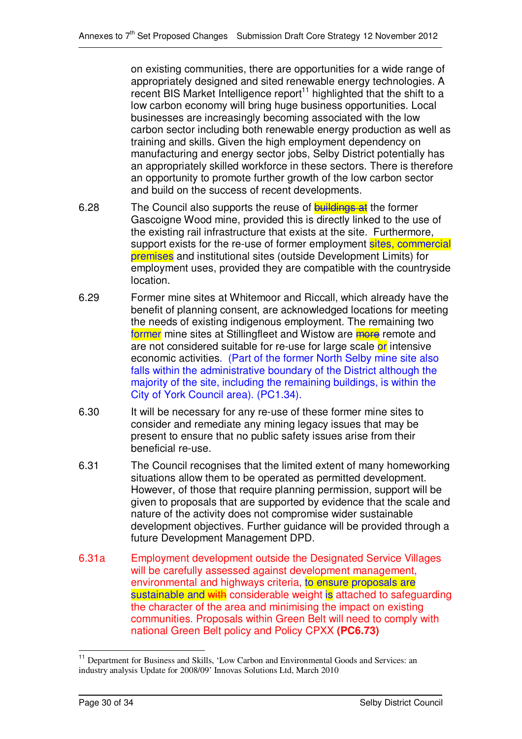on existing communities, there are opportunities for a wide range of appropriately designed and sited renewable energy technologies. A recent BIS Market Intelligence report[11] highlighted that the shift to a low carbon economy will bring huge business opportunities. Local businesses are increasingly becoming associated with the low carbon sector including both renewable energy production as well as training and skills. Given the high employment dependency on manufacturing and energy sector jobs, Selby District potentially has an appropriately skilled workforce in these sectors. There is therefore an opportunity to promote further growth of the low carbon sector and build on the success of recent developments.

6.28 The Council also supports the reuse of ~~buildings at~~ the former Gascoigne Wood mine, provided this is directly linked to the use of the existing rail infrastructure that exists at the site. Furthermore, support exists for the re-use of former employment sites, commercial premises and institutional sites (outside Development Limits) for employment uses, provided they are compatible with the countryside location.

6.29 Former mine sites at Whitemoor and Riccall, which already have the benefit of planning consent, are acknowledged locations for meeting the needs of existing indigenous employment. The remaining two former mine sites at Stillingfleet and Wistow are ~~more~~ remote and are not considered suitable for re-use for large scale or intensive economic activities. (Part of the former North Selby mine site also falls within the administrative boundary of the District although the majority of the site, including the remaining buildings, is within the City of York Council area). (PC1.34).

6.30 It will be necessary for any re-use of these former mine sites to consider and remediate any mining legacy issues that may be present to ensure that no public safety issues arise from their beneficial re-use.

6.31 The Council recognises that the limited extent of many homeworking situations allow them to be operated as permitted development. However, of those that require planning permission, support will be given to proposals that are supported by evidence that the scale and nature of the activity does not compromise wider sustainable development objectives. Further guidance will be provided through a future Development Management DPD.

6.31a Employment development outside the Designated Service Villages will be carefully assessed against development management, environmental and highways criteria, to ensure proposals are sustainable and ~~with~~ considerable weight is attached to safeguarding the character of the area and minimising the impact on existing communities. Proposals within Green Belt will need to comply with national Green Belt policy and Policy CPXX **(PC6.73)**

[11] Department for Business and Skills, 'Low Carbon and Environmental Goods and Services: an industry analysis Update for 2008/09' Innovas Solutions Ltd, March 2010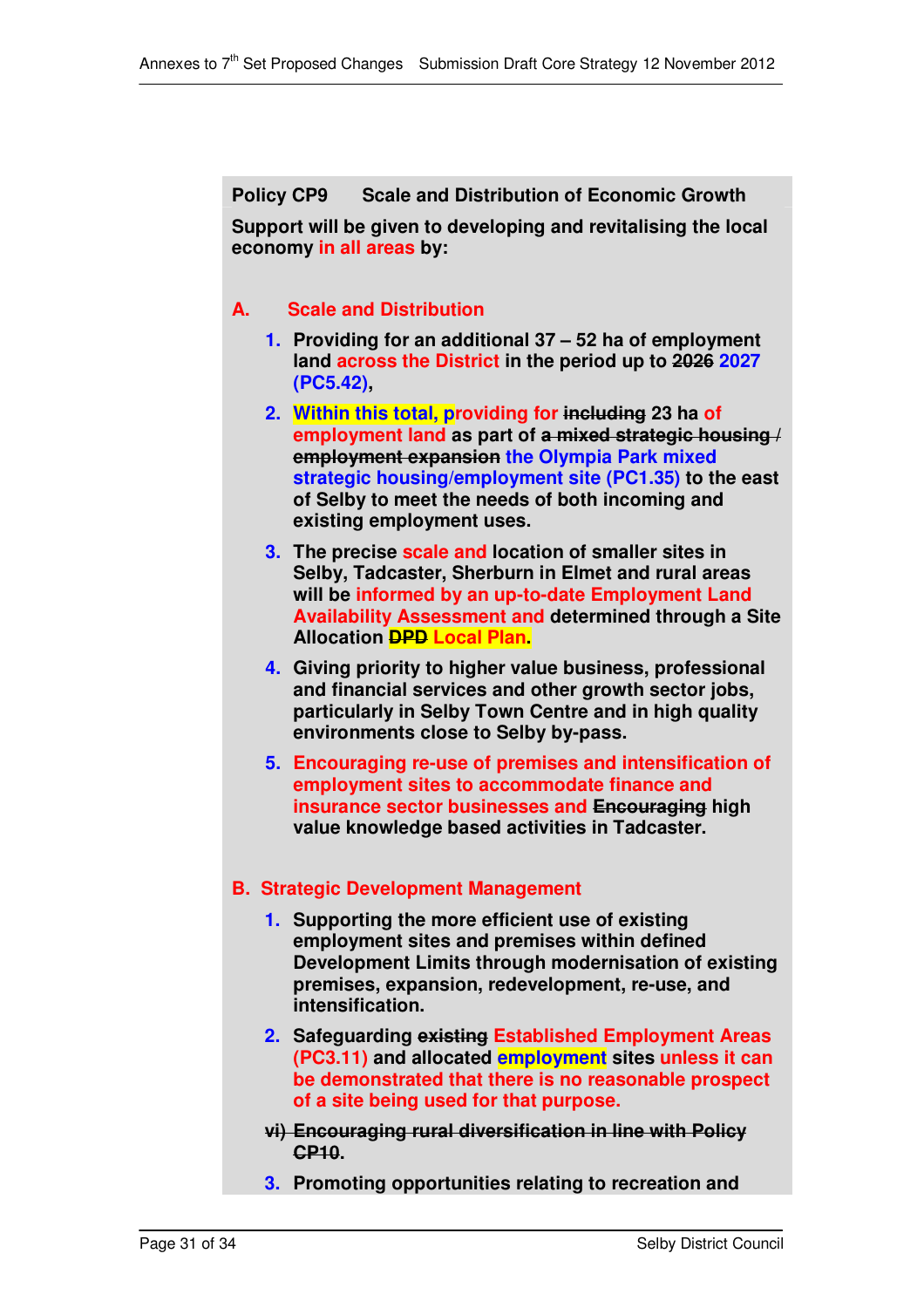**Policy CP9 Scale and Distribution of Economic Growth**

**Support will be given to developing and revitalising the local economy in all areas by:**

**A. Scale and Distribution**

1. **Providing for an additional 37 – 52 ha of employment land across the District in the period up to ~~2026~~ 2027 (PC5.42),**
2. **Within this total, providing for ~~including~~ 23 ha of employment land as part of ~~a mixed strategic housing / employment expansion~~ the Olympia Park mixed strategic housing/employment site (PC1.35) to the east of Selby to meet the needs of both incoming and existing employment uses.**
3. **The precise scale and location of smaller sites in Selby, Tadcaster, Sherburn in Elmet and rural areas will be informed by an up-to-date Employment Land Availability Assessment and determined through a Site Allocation ~~DPD~~ Local Plan.**
4. **Giving priority to higher value business, professional and financial services and other growth sector jobs, particularly in Selby Town Centre and in high quality environments close to Selby by-pass.**
5. **Encouraging re-use of premises and intensification of employment sites to accommodate finance and insurance sector businesses and ~~Encouraging~~ high value knowledge based activities in Tadcaster.**

**B. Strategic Development Management**

1. **Supporting the more efficient use of existing employment sites and premises within defined Development Limits through modernisation of existing premises, expansion, redevelopment, re-use, and intensification.**
2. **Safeguarding ~~existing~~ Established Employment Areas (PC3.11) and allocated employment sites unless it can be demonstrated that there is no reasonable prospect of a site being used for that purpose.**

~~**vi) Encouraging rural diversification in line with Policy CP10.**~~

3. **Promoting opportunities relating to recreation and**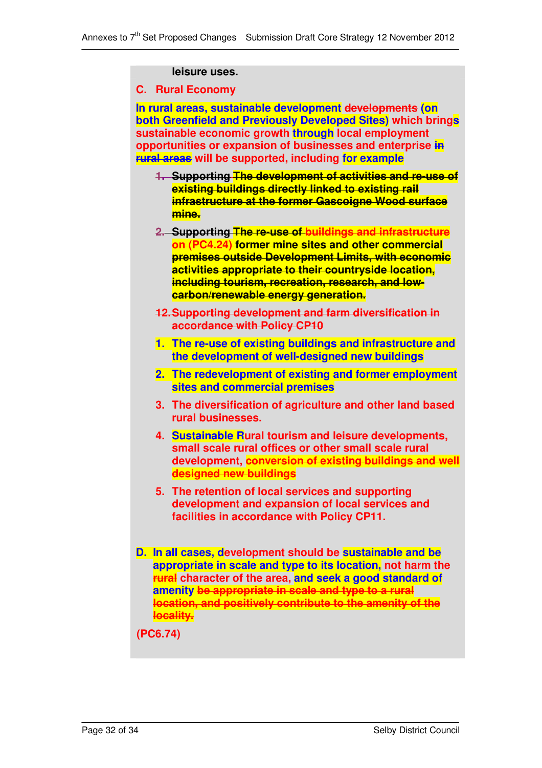**leisure uses.**

**C. Rural Economy**

**In rural areas, sustainable development ~~developments~~ (on both Greenfield and Previously Developed Sites) which brings sustainable economic growth through local employment opportunities or expansion of businesses and enterprise ~~in rural areas~~ will be supported, including for example**

~~1.~~ **Supporting ~~The development of activities and re-use of existing buildings directly linked to existing rail infrastructure at the former Gascoigne Wood surface mine.~~**

~~2.~~ **Supporting ~~The re-use of buildings and infrastructure on (PC4.24) former mine sites and other commercial premises outside Development Limits, with economic activities appropriate to their countryside location, including tourism, recreation, research, and low-carbon/renewable energy generation.~~**

~~12. Supporting development and farm diversification in accordance with Policy CP10~~

1. **The re-use of existing buildings and infrastructure and the development of well-designed new buildings**
2. **The redevelopment of existing and former employment sites and commercial premises**
3. **The diversification of agriculture and other land based rural businesses.**
4. **~~Sustainable~~ Rural tourism and leisure developments, small scale rural offices or other small scale rural development, ~~conversion of existing buildings and well designed new buildings~~**
5. **The retention of local services and supporting development and expansion of local services and facilities in accordance with Policy CP11.**

**D. In all cases, development should be sustainable and be appropriate in scale and type to its location, not harm the ~~rural~~ character of the area, and seek a good standard of amenity ~~be appropriate in scale and type to a rural location, and positively contribute to the amenity of the locality.~~**

**(PC6.74)**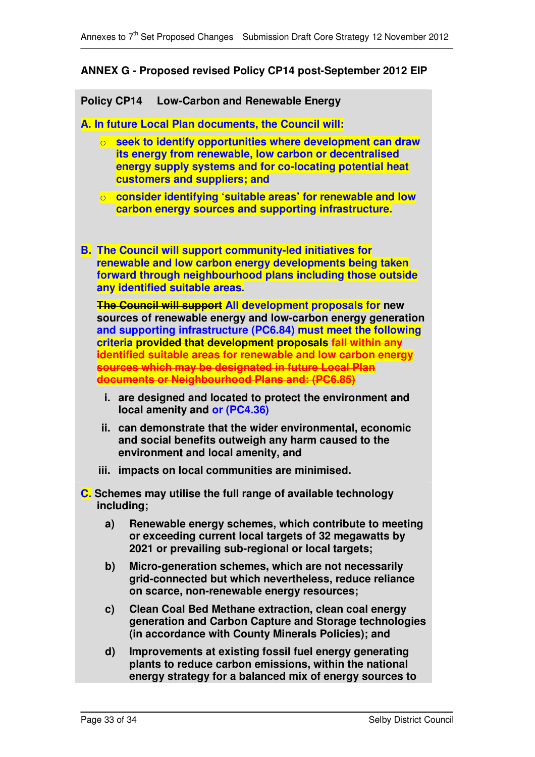## ANNEX G - Proposed revised Policy CP14 post-September 2012 EIP

**Policy CP14 Low-Carbon and Renewable Energy**

**A. In future Local Plan documents, the Council will:**

- **seek to identify opportunities where development can draw its energy from renewable, low carbon or decentralised energy supply systems and for co-locating potential heat customers and suppliers; and**
- **consider identifying 'suitable areas' for renewable and low carbon energy sources and supporting infrastructure.**

**B. The Council will support community-led initiatives for renewable and low carbon energy developments being taken forward through neighbourhood plans including those outside any identified suitable areas.**

**~~The Council will support~~ All development proposals for new sources of renewable energy and low-carbon energy generation and supporting infrastructure (PC6.84) must meet the following criteria ~~provided that development proposals~~ ~~fall within any identified suitable areas for renewable and low carbon energy sources which may be designated in future Local Plan documents or Neighbourhood Plans and: (PC6.85)~~**

i. **are designed and located to protect the environment and local amenity ~~and~~ or (PC4.36)**

ii. **can demonstrate that the wider environmental, economic and social benefits outweigh any harm caused to the environment and local amenity, and**

iii. **impacts on local communities are minimised.**

**C. Schemes may utilise the full range of available technology including;**

a) **Renewable energy schemes, which contribute to meeting or exceeding current local targets of 32 megawatts by 2021 or prevailing sub-regional or local targets;**

b) **Micro-generation schemes, which are not necessarily grid-connected but which nevertheless, reduce reliance on scarce, non-renewable energy resources;**

c) **Clean Coal Bed Methane extraction, clean coal energy generation and Carbon Capture and Storage technologies (in accordance with County Minerals Policies); and**

d) **Improvements at existing fossil fuel energy generating plants to reduce carbon emissions, within the national energy strategy for a balanced mix of energy sources to**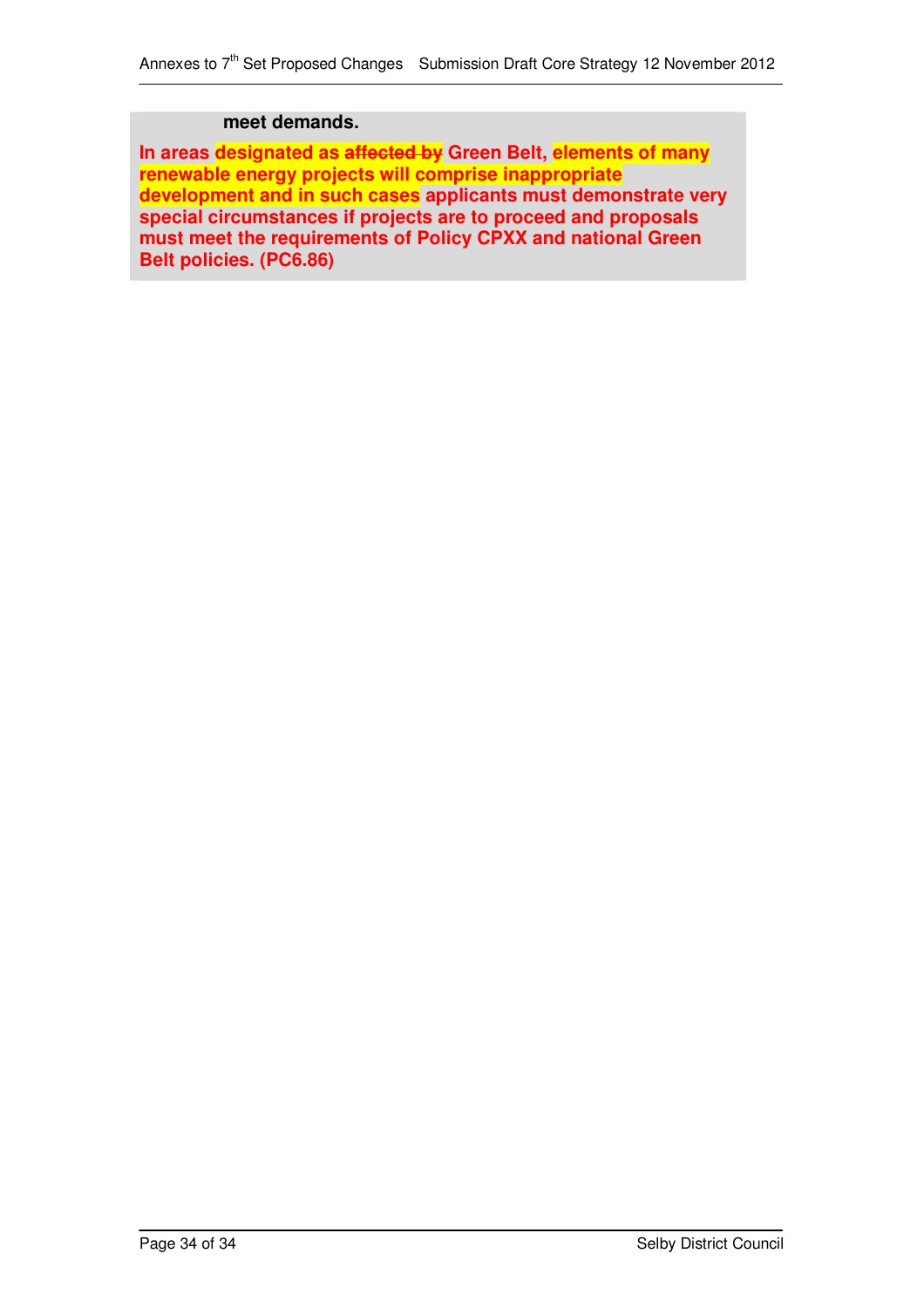**meet demands.**

**In areas designated as ~~affected by~~ Green Belt, elements of many renewable energy projects will comprise inappropriate development and in such cases applicants must demonstrate very special circumstances if projects are to proceed and proposals must meet the requirements of Policy CPXX and national Green Belt policies. (PC6.86)**